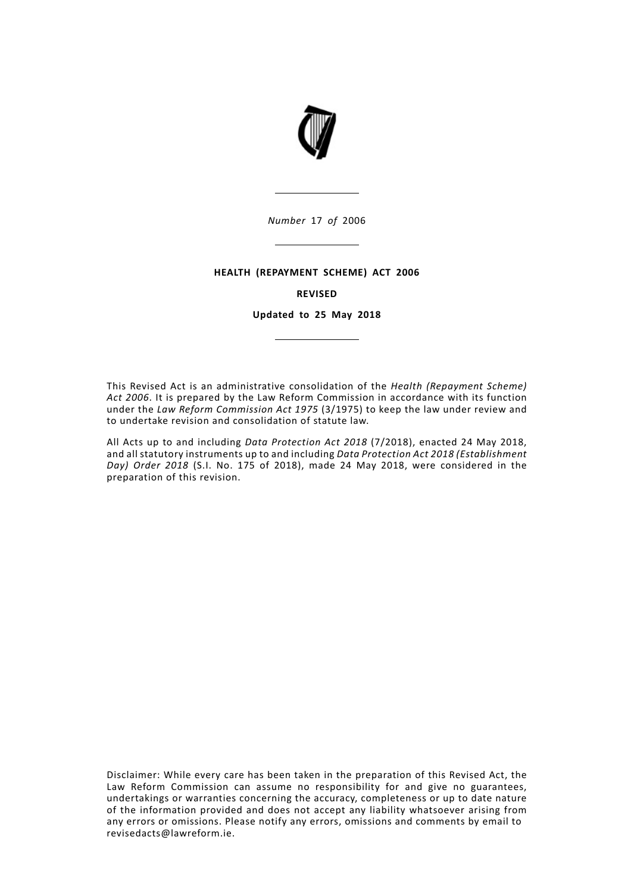*Number* 17 *of* 2006

**HEALTH (REPAYMENT SCHEME) ACT 2006**

**REVISED**

**Updated to 25 May 2018**

This Revised Act is an administrative consolidation of the *Health (Repayment Scheme) Act 2006*. It is prepared by the Law Reform Commission in accordance with its function under the *Law Reform Commission Act 1975* (3/1975) to keep the law under review and to undertake revision and consolidation of statute law.

All Acts up to and including *Data Protection Act 2018* (7/2018), enacted 24 May 2018, and all statutory instruments up to and including *Data Protection Act 2018 (Establishment Day) Order 2018* (S.I. No. 175 of 2018), made 24 May 2018, were considered in the preparation of this revision.

Disclaimer: While every care has been taken in the preparation of this Revised Act, the Law Reform Commission can assume no responsibility for and give no guarantees, undertakings or warranties concerning the accuracy, completeness or up to date nature of the information provided and does not accept any liability whatsoever arising from any errors or omissions. Please notify any errors, omissions and comments by email to revisedacts@lawreform.ie.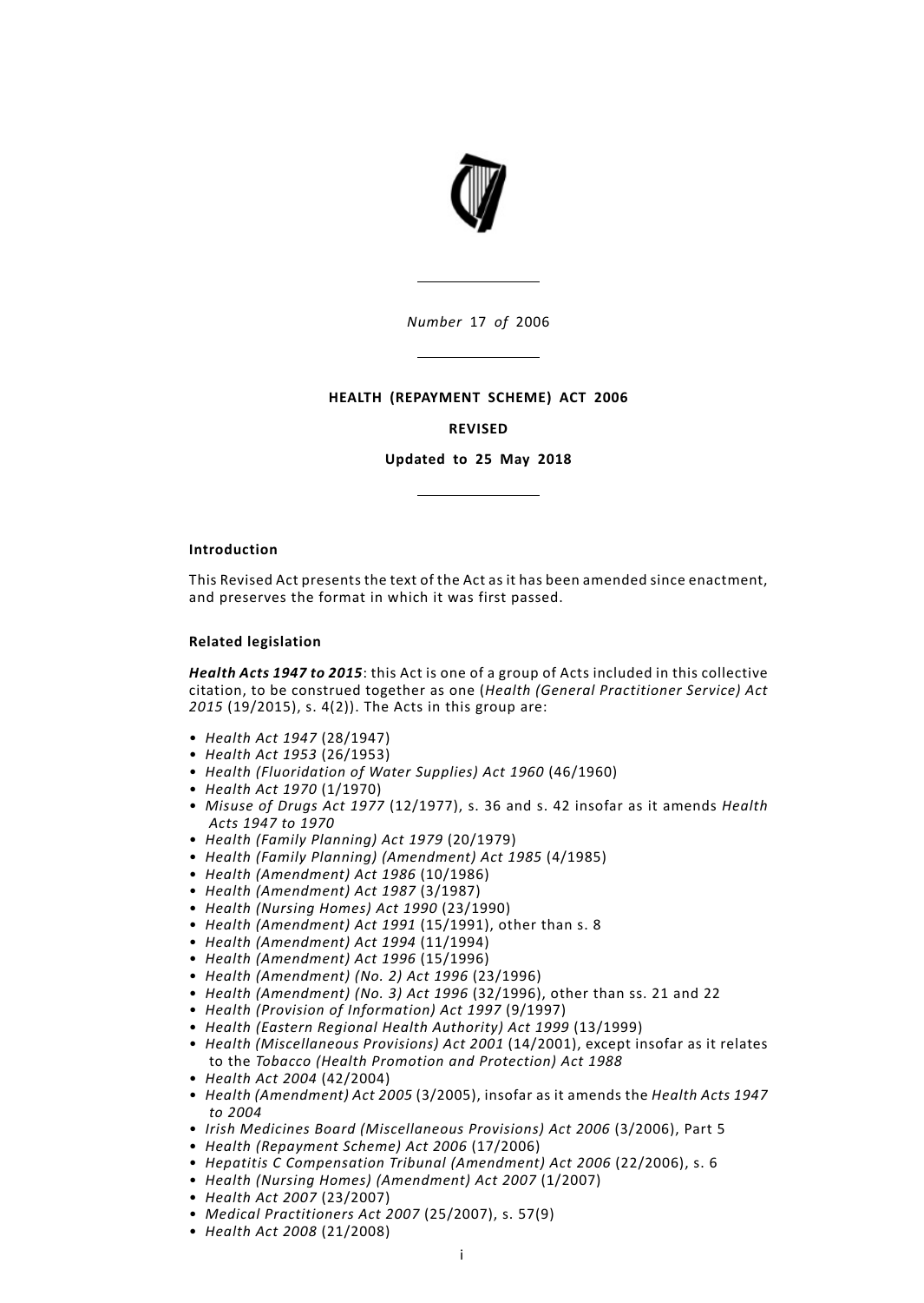*Number* 17 *of* 2006

**HEALTH (REPAYMENT SCHEME) ACT 2006**

**REVISED**

**Updated to 25 May 2018**

**Introduction**

This Revised Act presents the text of the Act as it has been amended since enactment, and preserves the format in which it was first passed.

**Related legislation**

***Health Acts 1947 to 2015***: this Act is one of a group of Acts included in this collective citation, to be construed together as one (*Health (General Practitioner Service) Act 2015* (19/2015), s. 4(2)). The Acts in this group are:

- *Health Act 1947* (28/1947)
- *Health Act 1953* (26/1953)
- *Health (Fluoridation of Water Supplies) Act 1960* (46/1960)
- *Health Act 1970* (1/1970)
- *Misuse of Drugs Act 1977* (12/1977), s. 36 and s. 42 insofar as it amends *Health Acts 1947 to 1970*
- *Health (Family Planning) Act 1979* (20/1979)
- *Health (Family Planning) (Amendment) Act 1985* (4/1985)
- *Health (Amendment) Act 1986* (10/1986)
- *Health (Amendment) Act 1987* (3/1987)
- *Health (Nursing Homes) Act 1990* (23/1990)
- *Health (Amendment) Act 1991* (15/1991), other than s. 8
- *Health (Amendment) Act 1994* (11/1994)
- *Health (Amendment) Act 1996* (15/1996)
- *Health (Amendment) (No. 2) Act 1996* (23/1996)
- *Health (Amendment) (No. 3) Act 1996* (32/1996), other than ss. 21 and 22
- *Health (Provision of Information) Act 1997* (9/1997)
- *Health (Eastern Regional Health Authority) Act 1999* (13/1999)
- *Health (Miscellaneous Provisions) Act 2001* (14/2001), except insofar as it relates to the *Tobacco (Health Promotion and Protection) Act 1988*
- *Health Act 2004* (42/2004)
- *Health (Amendment) Act 2005* (3/2005), insofar as it amends the *Health Acts 1947 to 2004*
- *Irish Medicines Board (Miscellaneous Provisions) Act 2006* (3/2006), Part 5
- *Health (Repayment Scheme) Act 2006* (17/2006)
- *Hepatitis C Compensation Tribunal (Amendment) Act 2006* (22/2006), s. 6
- *Health (Nursing Homes) (Amendment) Act 2007* (1/2007)
- *Health Act 2007* (23/2007)
- *Medical Practitioners Act 2007* (25/2007), s. 57(9)
- *Health Act 2008* (21/2008)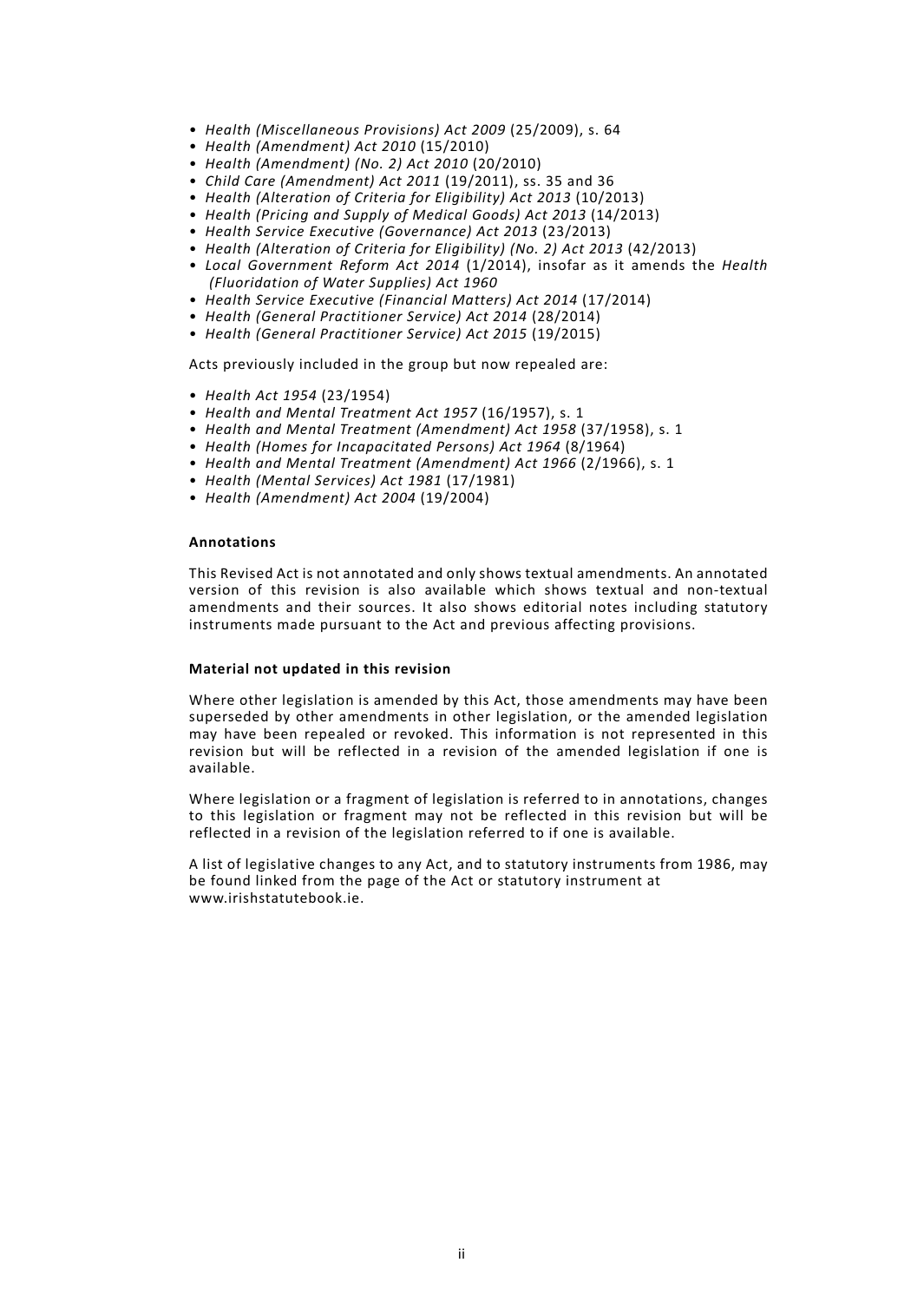- *Health (Miscellaneous Provisions) Act 2009* (25/2009), s. 64
- *Health (Amendment) Act 2010* (15/2010)
- *Health (Amendment) (No. 2) Act 2010* (20/2010)
- *Child Care (Amendment) Act 2011* (19/2011), ss. 35 and 36
- *Health (Alteration of Criteria for Eligibility) Act 2013* (10/2013)
- *Health (Pricing and Supply of Medical Goods) Act 2013* (14/2013)
- *Health Service Executive (Governance) Act 2013* (23/2013)
- *Health (Alteration of Criteria for Eligibility) (No. 2) Act 2013* (42/2013)
- *Local Government Reform Act 2014* (1/2014), insofar as it amends the *Health (Fluoridation of Water Supplies) Act 1960*
- *Health Service Executive (Financial Matters) Act 2014* (17/2014)
- *Health (General Practitioner Service) Act 2014* (28/2014)
- *Health (General Practitioner Service) Act 2015* (19/2015)

Acts previously included in the group but now repealed are:

- *Health Act 1954* (23/1954)
- *Health and Mental Treatment Act 1957* (16/1957), s. 1
- *Health and Mental Treatment (Amendment) Act 1958* (37/1958), s. 1
- *Health (Homes for Incapacitated Persons) Act 1964* (8/1964)
- *Health and Mental Treatment (Amendment) Act 1966* (2/1966), s. 1
- *Health (Mental Services) Act 1981* (17/1981)
- *Health (Amendment) Act 2004* (19/2004)

**Annotations**

This Revised Act is not annotated and only shows textual amendments. An annotated version of this revision is also available which shows textual and non-textual amendments and their sources. It also shows editorial notes including statutory instruments made pursuant to the Act and previous affecting provisions.

**Material not updated in this revision**

Where other legislation is amended by this Act, those amendments may have been superseded by other amendments in other legislation, or the amended legislation may have been repealed or revoked. This information is not represented in this revision but will be reflected in a revision of the amended legislation if one is available.

Where legislation or a fragment of legislation is referred to in annotations, changes to this legislation or fragment may not be reflected in this revision but will be reflected in a revision of the legislation referred to if one is available.

A list of legislative changes to any Act, and to statutory instruments from 1986, may be found linked from the page of the Act or statutory instrument at www.irishstatutebook.ie.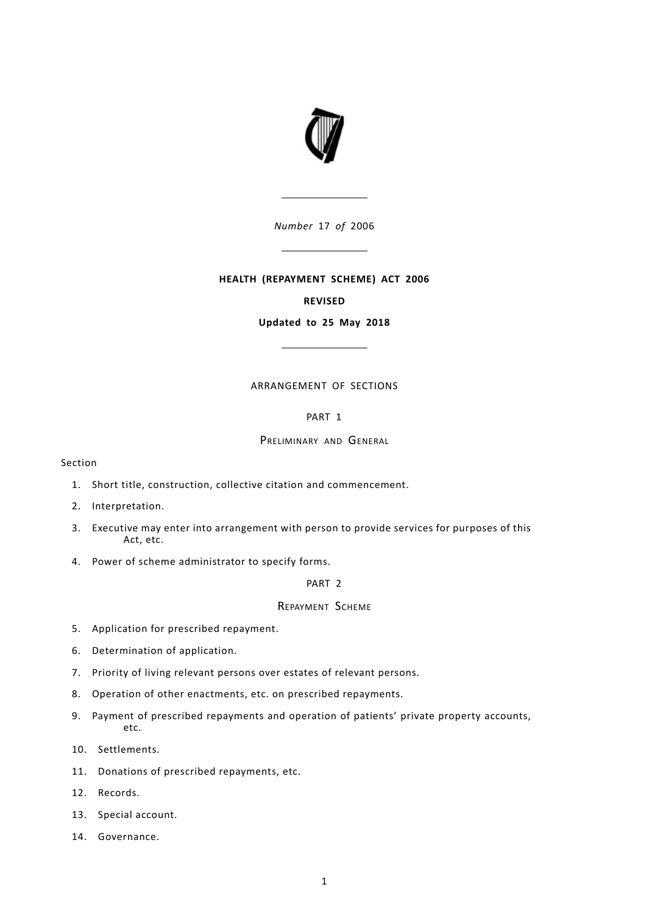*Number* 17 *of* 2006

**HEALTH (REPAYMENT SCHEME) ACT 2006**

**REVISED**

**Updated to 25 May 2018**

ARRANGEMENT OF SECTIONS

PART 1

PRELIMINARY AND GENERAL

Section

1. Short title, construction, collective citation and commencement.

2. Interpretation.

3. Executive may enter into arrangement with person to provide services for purposes of this Act, etc.

4. Power of scheme administrator to specify forms.

PART 2

REPAYMENT SCHEME

5. Application for prescribed repayment.

6. Determination of application.

7. Priority of living relevant persons over estates of relevant persons.

8. Operation of other enactments, etc. on prescribed repayments.

9. Payment of prescribed repayments and operation of patients' private property accounts, etc.

10. Settlements.

11. Donations of prescribed repayments, etc.

12. Records.

13. Special account.

14. Governance.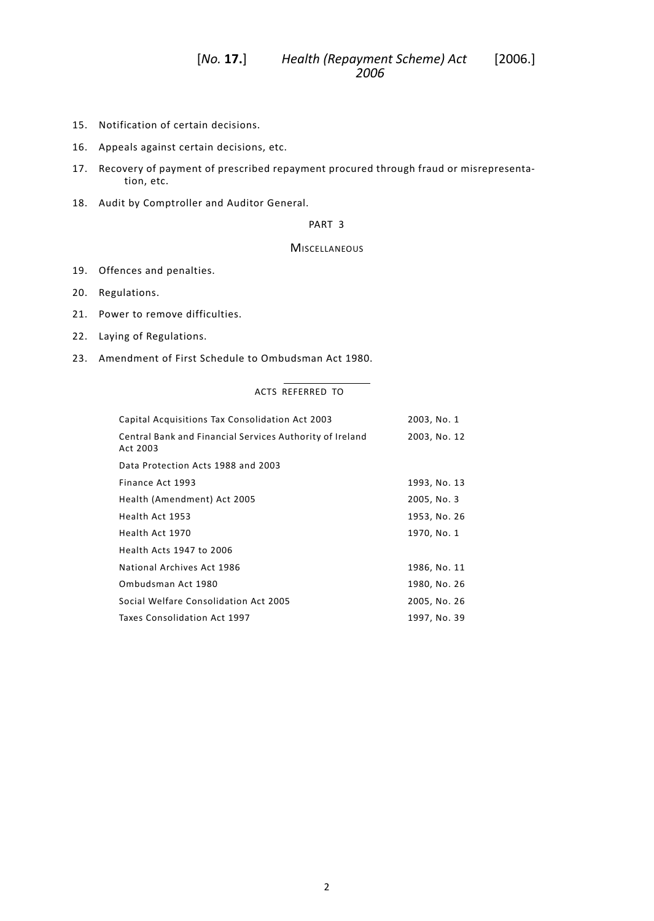15. Notification of certain decisions.

16. Appeals against certain decisions, etc.

17. Recovery of payment of prescribed repayment procured through fraud or misrepresentation, etc.

18. Audit by Comptroller and Auditor General.

PART 3

MISCELLANEOUS

19. Offences and penalties.

20. Regulations.

21. Power to remove difficulties.

22. Laying of Regulations.

23. Amendment of First Schedule to Ombudsman Act 1980.

---

ACTS REFERRED TO

| | |
|---|---|
| Capital Acquisitions Tax Consolidation Act 2003 | 2003, No. 1 |
| Central Bank and Financial Services Authority of Ireland Act 2003 | 2003, No. 12 |
| Data Protection Acts 1988 and 2003 | |
| Finance Act 1993 | 1993, No. 13 |
| Health (Amendment) Act 2005 | 2005, No. 3 |
| Health Act 1953 | 1953, No. 26 |
| Health Act 1970 | 1970, No. 1 |
| Health Acts 1947 to 2006 | |
| National Archives Act 1986 | 1986, No. 11 |
| Ombudsman Act 1980 | 1980, No. 26 |
| Social Welfare Consolidation Act 2005 | 2005, No. 26 |
| Taxes Consolidation Act 1997 | 1997, No. 39 |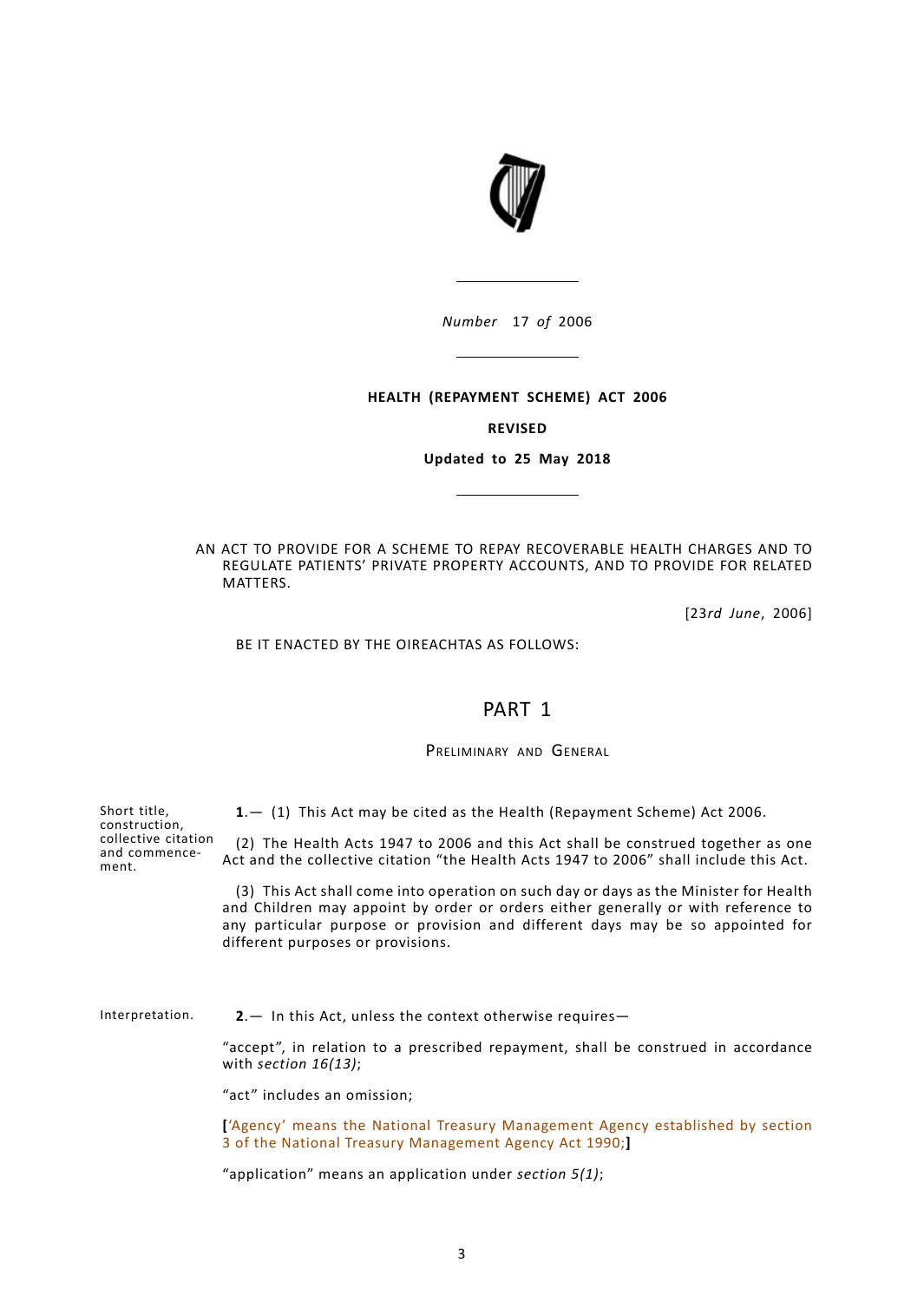*Number* 17 *of* 2006

**HEALTH (REPAYMENT SCHEME) ACT 2006**

**REVISED**

**Updated to 25 May 2018**

AN ACT TO PROVIDE FOR A SCHEME TO REPAY RECOVERABLE HEALTH CHARGES AND TO REGULATE PATIENTS' PRIVATE PROPERTY ACCOUNTS, AND TO PROVIDE FOR RELATED MATTERS.

[23*rd June*, 2006]

BE IT ENACTED BY THE OIREACHTAS AS FOLLOWS:

# PART 1

## Preliminary and General

Short title, construction, collective citation and commencement.

**1**.— (1) This Act may be cited as the Health (Repayment Scheme) Act 2006.

(2) The Health Acts 1947 to 2006 and this Act shall be construed together as one Act and the collective citation "the Health Acts 1947 to 2006" shall include this Act.

(3) This Act shall come into operation on such day or days as the Minister for Health and Children may appoint by order or orders either generally or with reference to any particular purpose or provision and different days may be so appointed for different purposes or provisions.

Interpretation.

**2**.— In this Act, unless the context otherwise requires—

"accept", in relation to a prescribed repayment, shall be construed in accordance with *section 16(13)*;

"act" includes an omission;

**[**'Agency' means the National Treasury Management Agency established by section 3 of the National Treasury Management Agency Act 1990;**]**

"application" means an application under *section 5(1)*;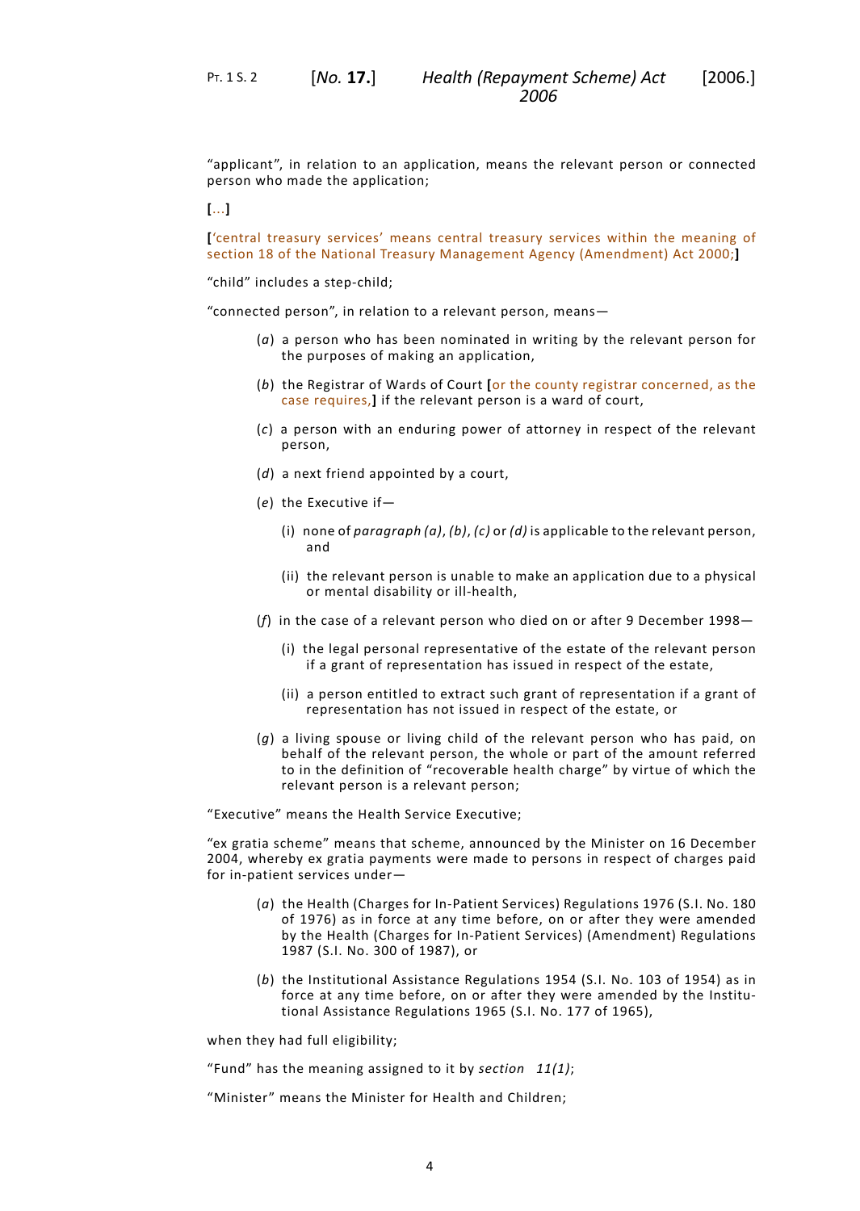"applicant", in relation to an application, means the relevant person or connected person who made the application;

[...]

['central treasury services' means central treasury services within the meaning of section 18 of the National Treasury Management Agency (Amendment) Act 2000;]

"child" includes a step-child;

"connected person", in relation to a relevant person, means—

(*a*) a person who has been nominated in writing by the relevant person for the purposes of making an application,

(*b*) the Registrar of Wards of Court [or the county registrar concerned, as the case requires,] if the relevant person is a ward of court,

(*c*) a person with an enduring power of attorney in respect of the relevant person,

(*d*) a next friend appointed by a court,

(*e*) the Executive if—

(i) none of *paragraph (a)*, *(b)*, *(c)* or *(d)* is applicable to the relevant person, and

(ii) the relevant person is unable to make an application due to a physical or mental disability or ill-health,

(*f*) in the case of a relevant person who died on or after 9 December 1998—

(i) the legal personal representative of the estate of the relevant person if a grant of representation has issued in respect of the estate,

(ii) a person entitled to extract such grant of representation if a grant of representation has not issued in respect of the estate, or

(*g*) a living spouse or living child of the relevant person who has paid, on behalf of the relevant person, the whole or part of the amount referred to in the definition of "recoverable health charge" by virtue of which the relevant person is a relevant person;

"Executive" means the Health Service Executive;

"ex gratia scheme" means that scheme, announced by the Minister on 16 December 2004, whereby ex gratia payments were made to persons in respect of charges paid for in-patient services under—

(*a*) the Health (Charges for In-Patient Services) Regulations 1976 (S.I. No. 180 of 1976) as in force at any time before, on or after they were amended by the Health (Charges for In-Patient Services) (Amendment) Regulations 1987 (S.I. No. 300 of 1987), or

(*b*) the Institutional Assistance Regulations 1954 (S.I. No. 103 of 1954) as in force at any time before, on or after they were amended by the Institutional Assistance Regulations 1965 (S.I. No. 177 of 1965),

when they had full eligibility;

"Fund" has the meaning assigned to it by *section 11(1)*;

"Minister" means the Minister for Health and Children;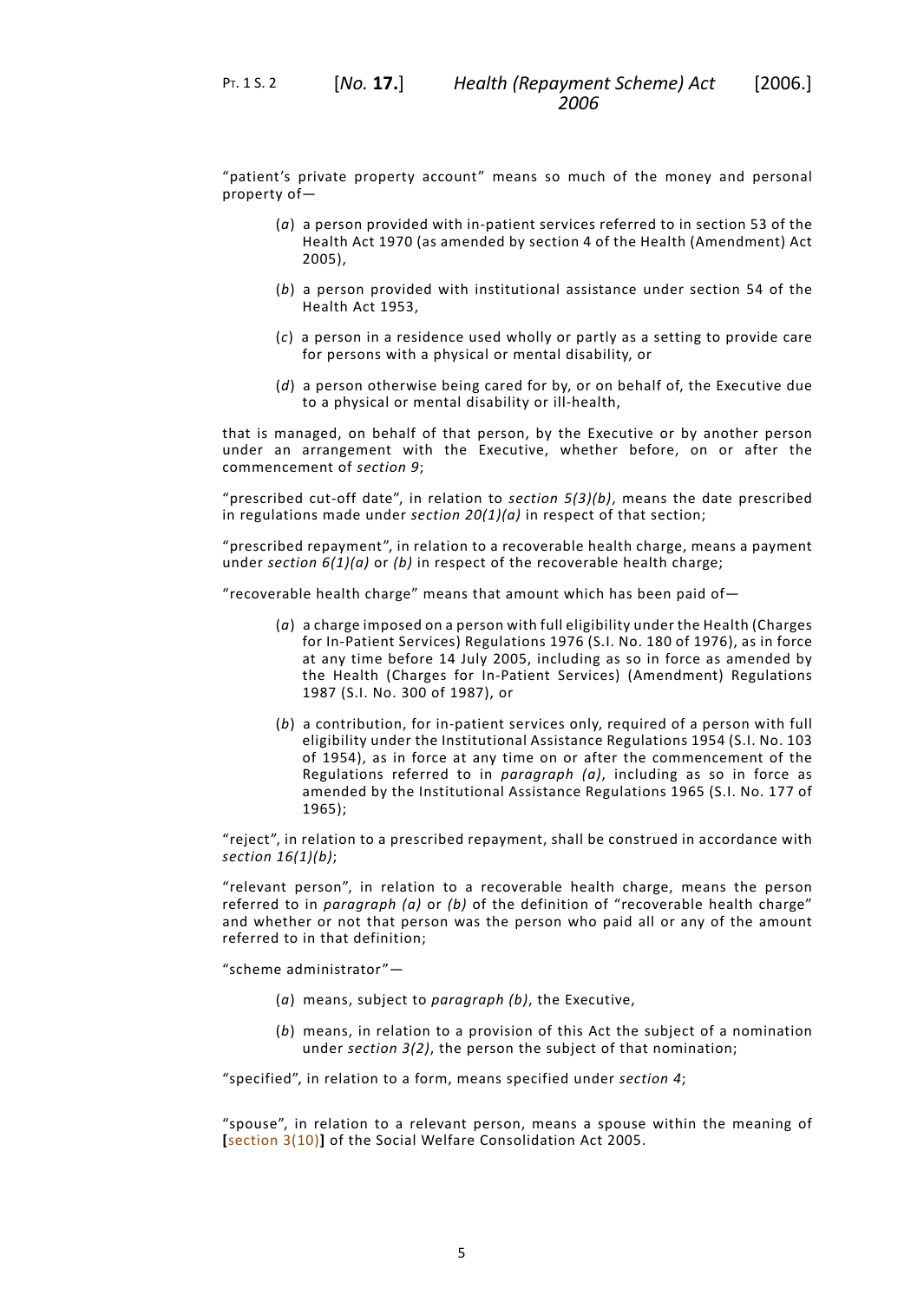"patient's private property account" means so much of the money and personal property of—

(*a*) a person provided with in-patient services referred to in section 53 of the Health Act 1970 (as amended by section 4 of the Health (Amendment) Act 2005),

(*b*) a person provided with institutional assistance under section 54 of the Health Act 1953,

(*c*) a person in a residence used wholly or partly as a setting to provide care for persons with a physical or mental disability, or

(*d*) a person otherwise being cared for by, or on behalf of, the Executive due to a physical or mental disability or ill-health,

that is managed, on behalf of that person, by the Executive or by another person under an arrangement with the Executive, whether before, on or after the commencement of *section 9*;

"prescribed cut-off date", in relation to *section 5(3)(b)*, means the date prescribed in regulations made under *section 20(1)(a)* in respect of that section;

"prescribed repayment", in relation to a recoverable health charge, means a payment under *section 6(1)(a)* or *(b)* in respect of the recoverable health charge;

"recoverable health charge" means that amount which has been paid of—

(*a*) a charge imposed on a person with full eligibility under the Health (Charges for In-Patient Services) Regulations 1976 (S.I. No. 180 of 1976), as in force at any time before 14 July 2005, including as so in force as amended by the Health (Charges for In-Patient Services) (Amendment) Regulations 1987 (S.I. No. 300 of 1987), or

(*b*) a contribution, for in-patient services only, required of a person with full eligibility under the Institutional Assistance Regulations 1954 (S.I. No. 103 of 1954), as in force at any time on or after the commencement of the Regulations referred to in *paragraph (a)*, including as so in force as amended by the Institutional Assistance Regulations 1965 (S.I. No. 177 of 1965);

"reject", in relation to a prescribed repayment, shall be construed in accordance with *section 16(1)(b)*;

"relevant person", in relation to a recoverable health charge, means the person referred to in *paragraph (a)* or *(b)* of the definition of "recoverable health charge" and whether or not that person was the person who paid all or any of the amount referred to in that definition;

"scheme administrator"—

(*a*) means, subject to *paragraph (b)*, the Executive,

(*b*) means, in relation to a provision of this Act the subject of a nomination under *section 3(2)*, the person the subject of that nomination;

"specified", in relation to a form, means specified under *section 4*;

"spouse", in relation to a relevant person, means a spouse within the meaning of **[**section 3(10)**]** of the Social Welfare Consolidation Act 2005.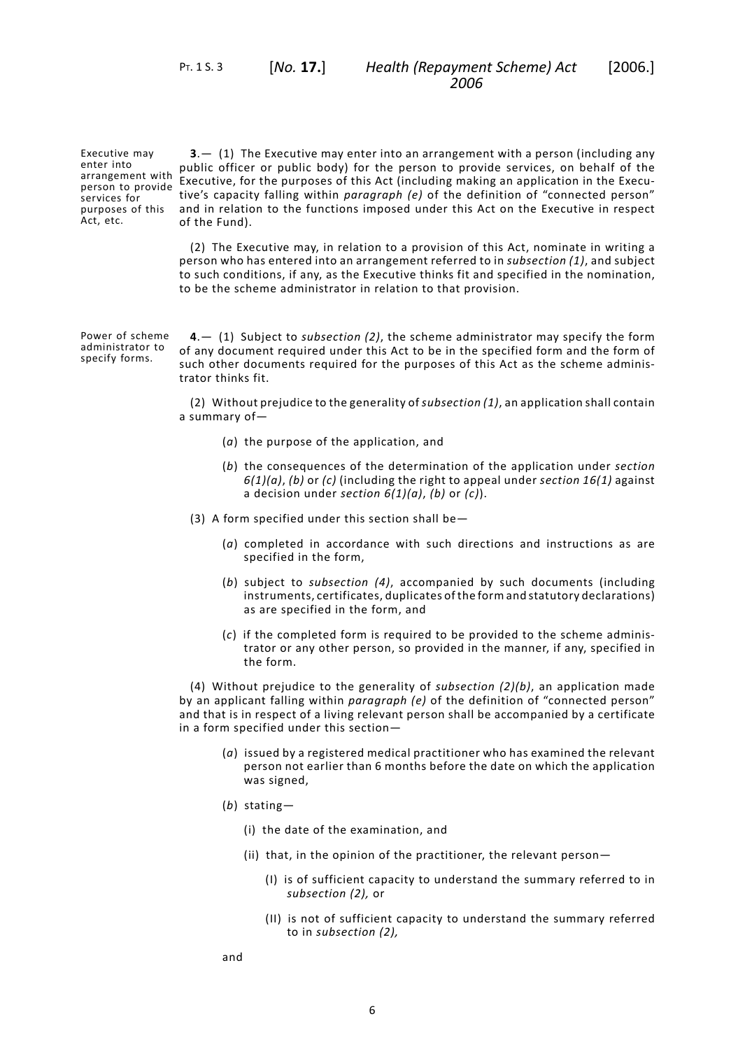Executive may enter into arrangement with person to provide services for purposes of this Act, etc.

**3**.— (1) The Executive may enter into an arrangement with a person (including any public officer or public body) for the person to provide services, on behalf of the Executive, for the purposes of this Act (including making an application in the Executive's capacity falling within *paragraph (e)* of the definition of "connected person" and in relation to the functions imposed under this Act on the Executive in respect of the Fund).

(2) The Executive may, in relation to a provision of this Act, nominate in writing a person who has entered into an arrangement referred to in *subsection (1)*, and subject to such conditions, if any, as the Executive thinks fit and specified in the nomination, to be the scheme administrator in relation to that provision.

Power of scheme administrator to specify forms.

**4**.— (1) Subject to *subsection (2)*, the scheme administrator may specify the form of any document required under this Act to be in the specified form and the form of such other documents required for the purposes of this Act as the scheme administrator thinks fit.

(2) Without prejudice to the generality of *subsection (1)*, an application shall contain a summary of—

(*a*) the purpose of the application, and

(*b*) the consequences of the determination of the application under *section 6(1)(a)*, *(b)* or *(c)* (including the right to appeal under *section 16(1)* against a decision under *section 6(1)(a)*, *(b)* or *(c)*).

(3) A form specified under this section shall be—

(*a*) completed in accordance with such directions and instructions as are specified in the form,

(*b*) subject to *subsection (4)*, accompanied by such documents (including instruments, certificates, duplicates of the form and statutory declarations) as are specified in the form, and

(*c*) if the completed form is required to be provided to the scheme administrator or any other person, so provided in the manner, if any, specified in the form.

(4) Without prejudice to the generality of *subsection (2)(b)*, an application made by an applicant falling within *paragraph (e)* of the definition of "connected person" and that is in respect of a living relevant person shall be accompanied by a certificate in a form specified under this section—

(*a*) issued by a registered medical practitioner who has examined the relevant person not earlier than 6 months before the date on which the application was signed,

(*b*) stating—

(i) the date of the examination, and

(ii) that, in the opinion of the practitioner, the relevant person—

(I) is of sufficient capacity to understand the summary referred to in *subsection (2),* or

(II) is not of sufficient capacity to understand the summary referred to in *subsection (2),*

and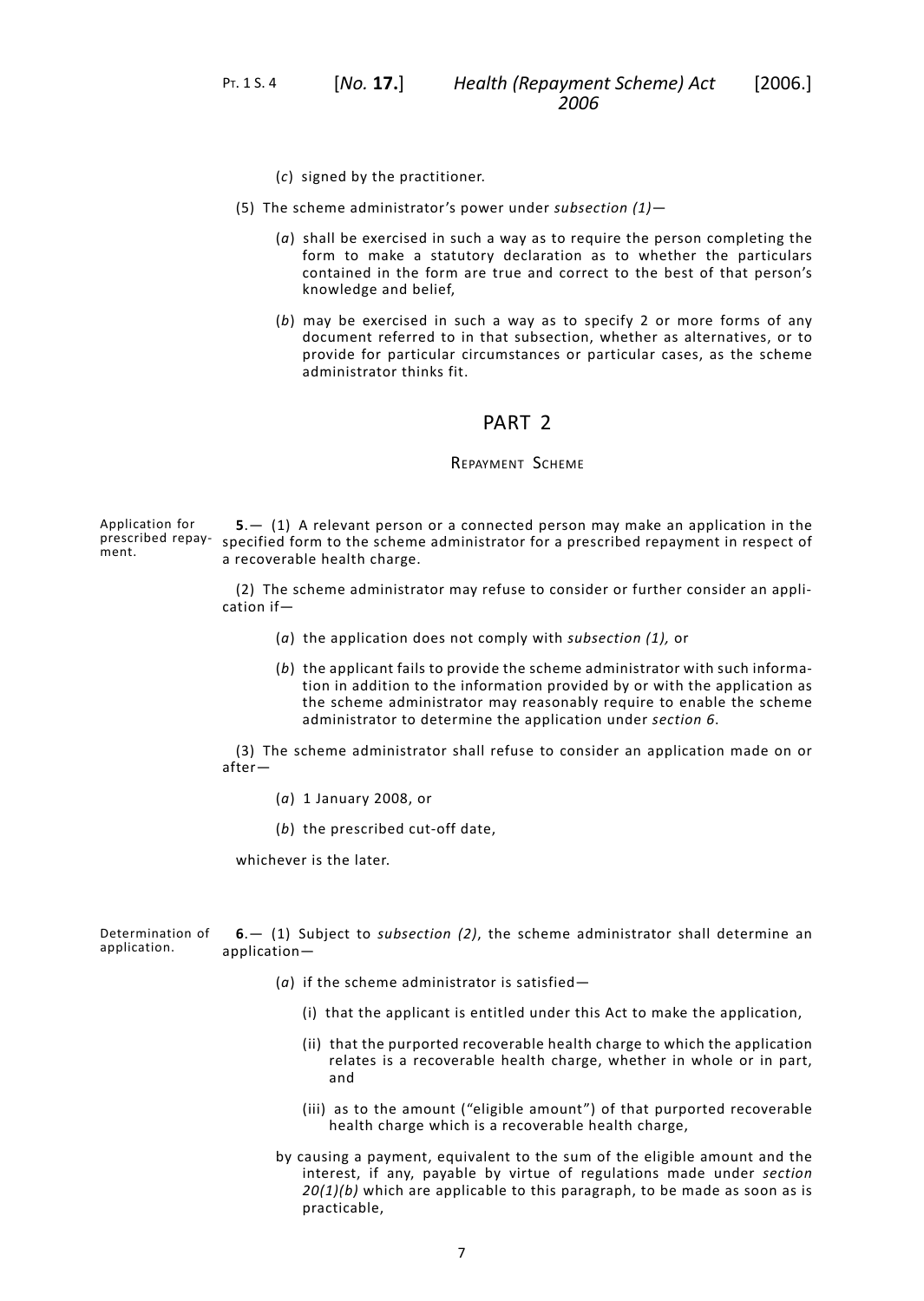(*c*) signed by the practitioner.

(5) The scheme administrator's power under *subsection (1)*—

(*a*) shall be exercised in such a way as to require the person completing the form to make a statutory declaration as to whether the particulars contained in the form are true and correct to the best of that person's knowledge and belief,

(*b*) may be exercised in such a way as to specify 2 or more forms of any document referred to in that subsection, whether as alternatives, or to provide for particular circumstances or particular cases, as the scheme administrator thinks fit.

## PART 2

### Repayment Scheme

Application for prescribed repayment.

**5**.— (1) A relevant person or a connected person may make an application in the specified form to the scheme administrator for a prescribed repayment in respect of a recoverable health charge.

(2) The scheme administrator may refuse to consider or further consider an application if—

(*a*) the application does not comply with *subsection (1),* or

(*b*) the applicant fails to provide the scheme administrator with such information in addition to the information provided by or with the application as the scheme administrator may reasonably require to enable the scheme administrator to determine the application under *section 6*.

(3) The scheme administrator shall refuse to consider an application made on or after—

(*a*) 1 January 2008, or

(*b*) the prescribed cut-off date,

whichever is the later.

Determination of application.

**6**.— (1) Subject to *subsection (2)*, the scheme administrator shall determine an application—

(*a*) if the scheme administrator is satisfied—

(i) that the applicant is entitled under this Act to make the application,

(ii) that the purported recoverable health charge to which the application relates is a recoverable health charge, whether in whole or in part, and

(iii) as to the amount ("eligible amount") of that purported recoverable health charge which is a recoverable health charge,

by causing a payment, equivalent to the sum of the eligible amount and the interest, if any, payable by virtue of regulations made under *section 20(1)(b)* which are applicable to this paragraph, to be made as soon as is practicable,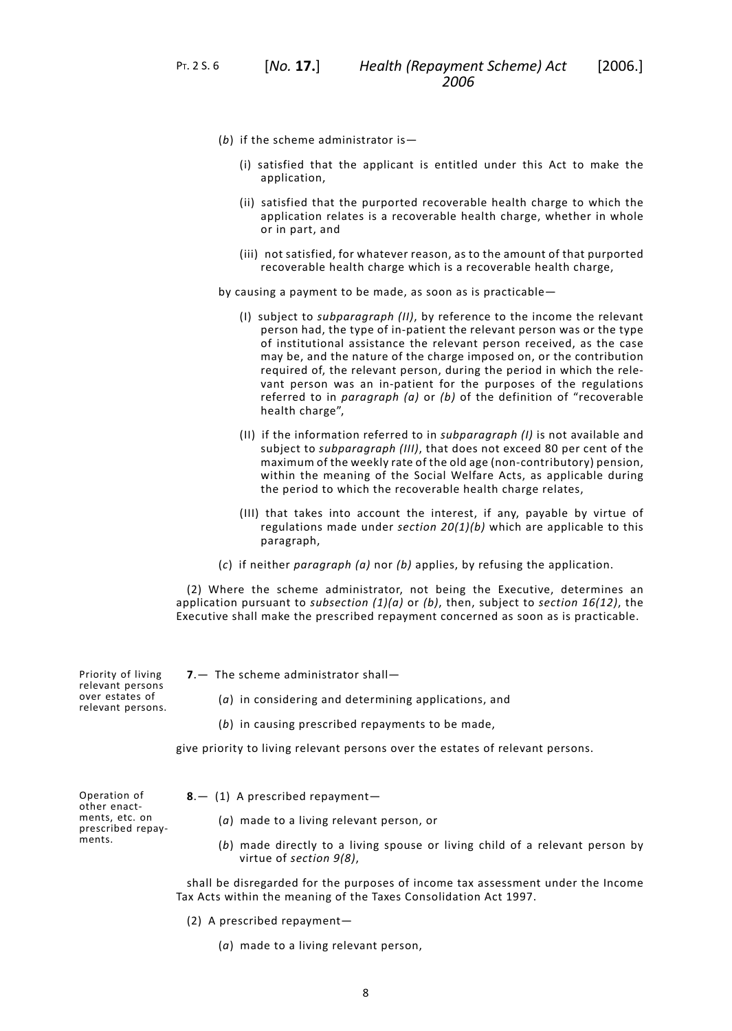(*b*) if the scheme administrator is—

(i) satisfied that the applicant is entitled under this Act to make the application,

(ii) satisfied that the purported recoverable health charge to which the application relates is a recoverable health charge, whether in whole or in part, and

(iii) not satisfied, for whatever reason, as to the amount of that purported recoverable health charge which is a recoverable health charge,

by causing a payment to be made, as soon as is practicable—

(I) subject to *subparagraph (II)*, by reference to the income the relevant person had, the type of in-patient the relevant person was or the type of institutional assistance the relevant person received, as the case may be, and the nature of the charge imposed on, or the contribution required of, the relevant person, during the period in which the relevant person was an in-patient for the purposes of the regulations referred to in *paragraph (a)* or *(b)* of the definition of "recoverable health charge",

(II) if the information referred to in *subparagraph (I)* is not available and subject to *subparagraph (III)*, that does not exceed 80 per cent of the maximum of the weekly rate of the old age (non-contributory) pension, within the meaning of the Social Welfare Acts, as applicable during the period to which the recoverable health charge relates,

(III) that takes into account the interest, if any, payable by virtue of regulations made under *section 20(1)(b)* which are applicable to this paragraph,

(*c*) if neither *paragraph (a)* nor *(b)* applies, by refusing the application.

(2) Where the scheme administrator, not being the Executive, determines an application pursuant to *subsection (1)(a)* or *(b)*, then, subject to *section 16(12)*, the Executive shall make the prescribed repayment concerned as soon as is practicable.

Priority of living relevant persons over estates of relevant persons.

**7**.— The scheme administrator shall—

(*a*) in considering and determining applications, and

(*b*) in causing prescribed repayments to be made,

give priority to living relevant persons over the estates of relevant persons.

Operation of other enactments, etc. on prescribed repayments.

**8**.— (1) A prescribed repayment—

(*a*) made to a living relevant person, or

(*b*) made directly to a living spouse or living child of a relevant person by virtue of *section 9(8)*,

shall be disregarded for the purposes of income tax assessment under the Income Tax Acts within the meaning of the Taxes Consolidation Act 1997.

(2) A prescribed repayment—

(*a*) made to a living relevant person,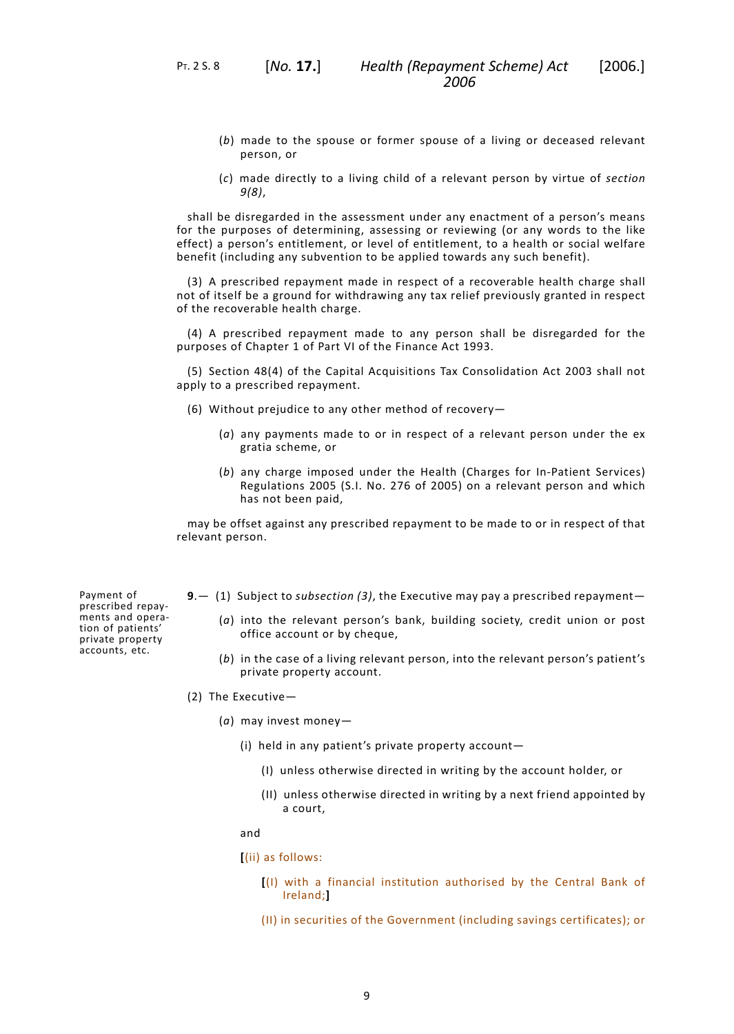(*b*) made to the spouse or former spouse of a living or deceased relevant person, or

(*c*) made directly to a living child of a relevant person by virtue of *section 9(8)*,

shall be disregarded in the assessment under any enactment of a person's means for the purposes of determining, assessing or reviewing (or any words to the like effect) a person's entitlement, or level of entitlement, to a health or social welfare benefit (including any subvention to be applied towards any such benefit).

(3) A prescribed repayment made in respect of a recoverable health charge shall not of itself be a ground for withdrawing any tax relief previously granted in respect of the recoverable health charge.

(4) A prescribed repayment made to any person shall be disregarded for the purposes of Chapter 1 of Part VI of the Finance Act 1993.

(5) Section 48(4) of the Capital Acquisitions Tax Consolidation Act 2003 shall not apply to a prescribed repayment.

(6) Without prejudice to any other method of recovery—

(*a*) any payments made to or in respect of a relevant person under the ex gratia scheme, or

(*b*) any charge imposed under the Health (Charges for In-Patient Services) Regulations 2005 (S.I. No. 276 of 2005) on a relevant person and which has not been paid,

may be offset against any prescribed repayment to be made to or in respect of that relevant person.

Payment of prescribed repayments and operation of patients' private property accounts, etc.

**9**.— (1) Subject to *subsection (3)*, the Executive may pay a prescribed repayment—

(*a*) into the relevant person's bank, building society, credit union or post office account or by cheque,

(*b*) in the case of a living relevant person, into the relevant person's patient's private property account.

(2) The Executive—

(*a*) may invest money—

(i) held in any patient's private property account—

(I) unless otherwise directed in writing by the account holder, or

(II) unless otherwise directed in writing by a next friend appointed by a court,

and

**[**(ii) as follows:

**[**(I) with a financial institution authorised by the Central Bank of Ireland;**]**

(II) in securities of the Government (including savings certificates); or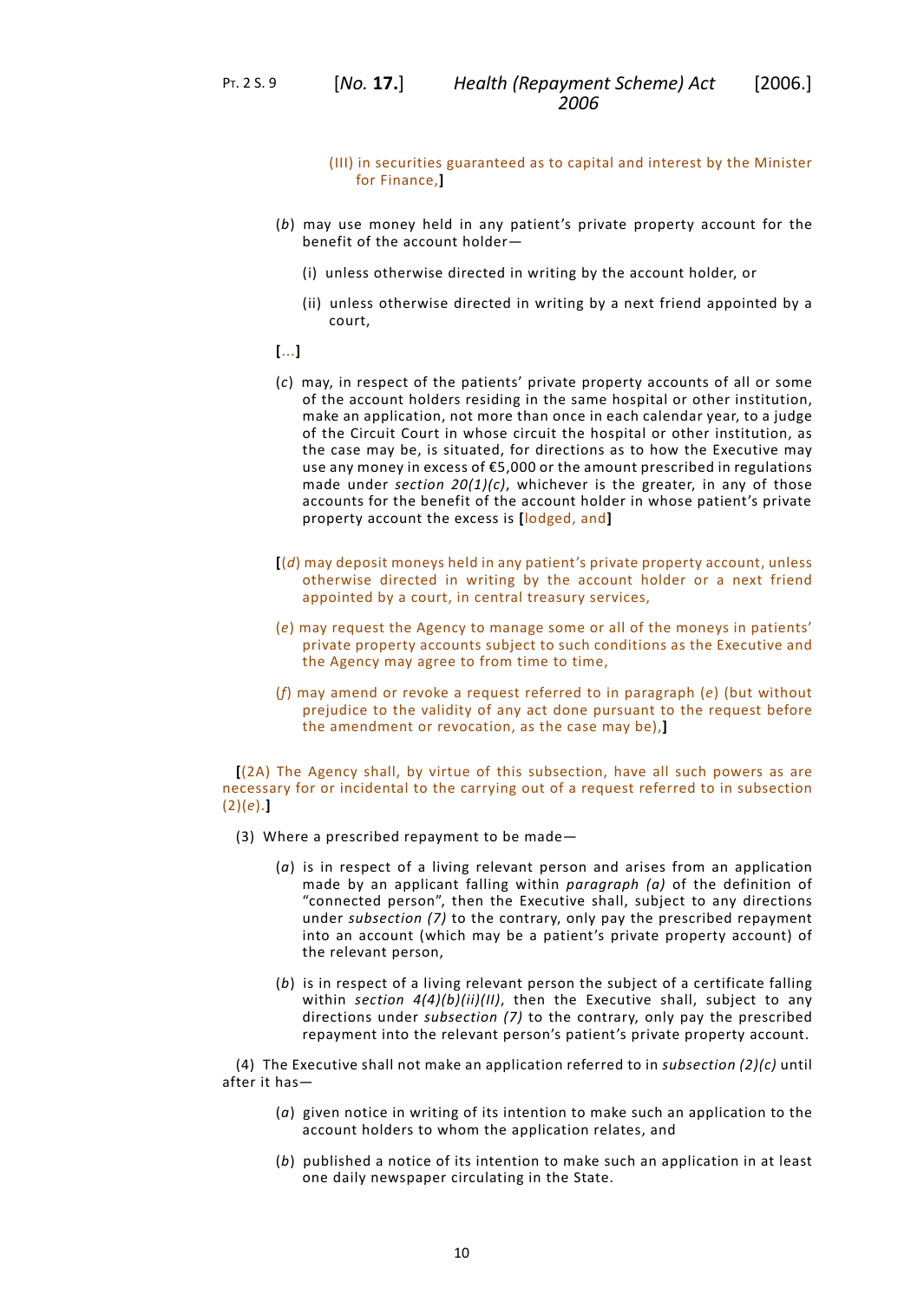(III) in securities guaranteed as to capital and interest by the Minister for Finance,**]**

(*b*) may use money held in any patient's private property account for the benefit of the account holder—

(i) unless otherwise directed in writing by the account holder, or

(ii) unless otherwise directed in writing by a next friend appointed by a court,

**[**...**]**

(*c*) may, in respect of the patients' private property accounts of all or some of the account holders residing in the same hospital or other institution, make an application, not more than once in each calendar year, to a judge of the Circuit Court in whose circuit the hospital or other institution, as the case may be, is situated, for directions as to how the Executive may use any money in excess of €5,000 or the amount prescribed in regulations made under *section 20(1)(c)*, whichever is the greater, in any of those accounts for the benefit of the account holder in whose patient's private property account the excess is **[**lodged, and**]**

**[**(*d*) may deposit moneys held in any patient's private property account, unless otherwise directed in writing by the account holder or a next friend appointed by a court, in central treasury services,

(*e*) may request the Agency to manage some or all of the moneys in patients' private property accounts subject to such conditions as the Executive and the Agency may agree to from time to time,

(*f*) may amend or revoke a request referred to in paragraph (*e*) (but without prejudice to the validity of any act done pursuant to the request before the amendment or revocation, as the case may be),**]**

**[**(2A) The Agency shall, by virtue of this subsection, have all such powers as are necessary for or incidental to the carrying out of a request referred to in subsection (2)(*e*).**]**

(3) Where a prescribed repayment to be made—

(*a*) is in respect of a living relevant person and arises from an application made by an applicant falling within *paragraph (a)* of the definition of "connected person", then the Executive shall, subject to any directions under *subsection (7)* to the contrary, only pay the prescribed repayment into an account (which may be a patient's private property account) of the relevant person,

(*b*) is in respect of a living relevant person the subject of a certificate falling within *section 4(4)(b)(ii)(II)*, then the Executive shall, subject to any directions under *subsection (7)* to the contrary, only pay the prescribed repayment into the relevant person's patient's private property account.

(4) The Executive shall not make an application referred to in *subsection (2)(c)* until after it has—

(*a*) given notice in writing of its intention to make such an application to the account holders to whom the application relates, and

(*b*) published a notice of its intention to make such an application in at least one daily newspaper circulating in the State.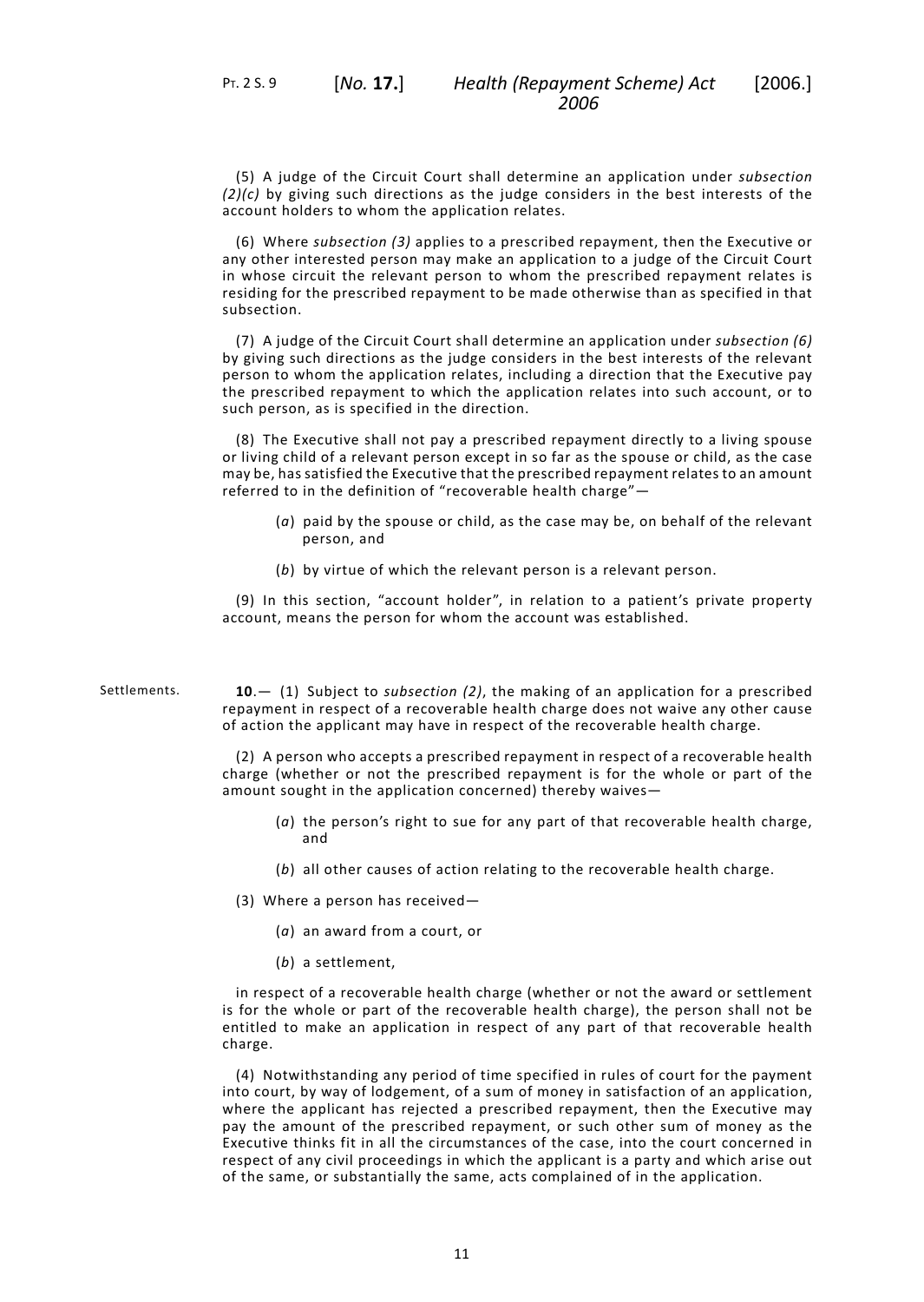(5) A judge of the Circuit Court shall determine an application under *subsection (2)(c)* by giving such directions as the judge considers in the best interests of the account holders to whom the application relates.

(6) Where *subsection (3)* applies to a prescribed repayment, then the Executive or any other interested person may make an application to a judge of the Circuit Court in whose circuit the relevant person to whom the prescribed repayment relates is residing for the prescribed repayment to be made otherwise than as specified in that subsection.

(7) A judge of the Circuit Court shall determine an application under *subsection (6)* by giving such directions as the judge considers in the best interests of the relevant person to whom the application relates, including a direction that the Executive pay the prescribed repayment to which the application relates into such account, or to such person, as is specified in the direction.

(8) The Executive shall not pay a prescribed repayment directly to a living spouse or living child of a relevant person except in so far as the spouse or child, as the case may be, has satisfied the Executive that the prescribed repayment relates to an amount referred to in the definition of "recoverable health charge"—

(*a*) paid by the spouse or child, as the case may be, on behalf of the relevant person, and

(*b*) by virtue of which the relevant person is a relevant person.

(9) In this section, "account holder", in relation to a patient's private property account, means the person for whom the account was established.

Settlements.

**10**.— (1) Subject to *subsection (2)*, the making of an application for a prescribed repayment in respect of a recoverable health charge does not waive any other cause of action the applicant may have in respect of the recoverable health charge.

(2) A person who accepts a prescribed repayment in respect of a recoverable health charge (whether or not the prescribed repayment is for the whole or part of the amount sought in the application concerned) thereby waives—

(*a*) the person's right to sue for any part of that recoverable health charge, and

(*b*) all other causes of action relating to the recoverable health charge.

(3) Where a person has received—

(*a*) an award from a court, or

(*b*) a settlement,

in respect of a recoverable health charge (whether or not the award or settlement is for the whole or part of the recoverable health charge), the person shall not be entitled to make an application in respect of any part of that recoverable health charge.

(4) Notwithstanding any period of time specified in rules of court for the payment into court, by way of lodgement, of a sum of money in satisfaction of an application, where the applicant has rejected a prescribed repayment, then the Executive may pay the amount of the prescribed repayment, or such other sum of money as the Executive thinks fit in all the circumstances of the case, into the court concerned in respect of any civil proceedings in which the applicant is a party and which arise out of the same, or substantially the same, acts complained of in the application.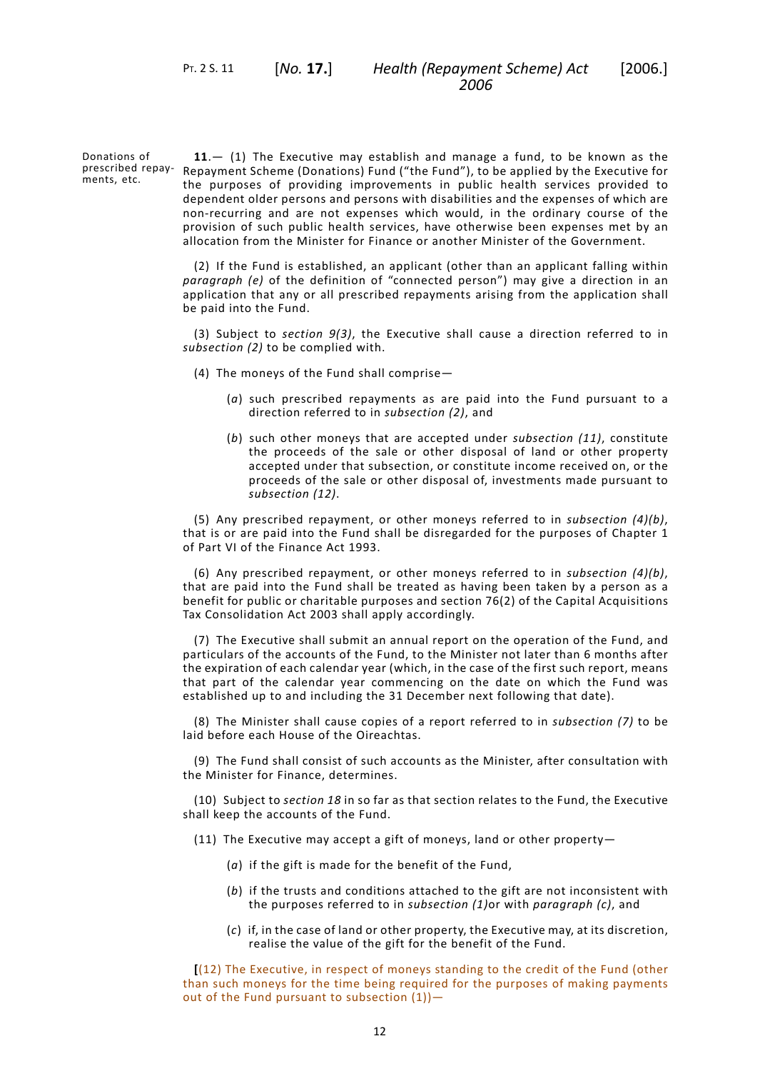Donations of prescribed repayments, etc.

**11**.— (1) The Executive may establish and manage a fund, to be known as the Repayment Scheme (Donations) Fund ("the Fund"), to be applied by the Executive for the purposes of providing improvements in public health services provided to dependent older persons and persons with disabilities and the expenses of which are non-recurring and are not expenses which would, in the ordinary course of the provision of such public health services, have otherwise been expenses met by an allocation from the Minister for Finance or another Minister of the Government.

(2) If the Fund is established, an applicant (other than an applicant falling within *paragraph (e)* of the definition of "connected person") may give a direction in an application that any or all prescribed repayments arising from the application shall be paid into the Fund.

(3) Subject to *section 9(3)*, the Executive shall cause a direction referred to in *subsection (2)* to be complied with.

(4) The moneys of the Fund shall comprise—

(*a*) such prescribed repayments as are paid into the Fund pursuant to a direction referred to in *subsection (2)*, and

(*b*) such other moneys that are accepted under *subsection (11)*, constitute the proceeds of the sale or other disposal of land or other property accepted under that subsection, or constitute income received on, or the proceeds of the sale or other disposal of, investments made pursuant to *subsection (12)*.

(5) Any prescribed repayment, or other moneys referred to in *subsection (4)(b)*, that is or are paid into the Fund shall be disregarded for the purposes of Chapter 1 of Part VI of the Finance Act 1993.

(6) Any prescribed repayment, or other moneys referred to in *subsection (4)(b)*, that are paid into the Fund shall be treated as having been taken by a person as a benefit for public or charitable purposes and section 76(2) of the Capital Acquisitions Tax Consolidation Act 2003 shall apply accordingly.

(7) The Executive shall submit an annual report on the operation of the Fund, and particulars of the accounts of the Fund, to the Minister not later than 6 months after the expiration of each calendar year (which, in the case of the first such report, means that part of the calendar year commencing on the date on which the Fund was established up to and including the 31 December next following that date).

(8) The Minister shall cause copies of a report referred to in *subsection (7)* to be laid before each House of the Oireachtas.

(9) The Fund shall consist of such accounts as the Minister, after consultation with the Minister for Finance, determines.

(10) Subject to *section 18* in so far as that section relates to the Fund, the Executive shall keep the accounts of the Fund.

(11) The Executive may accept a gift of moneys, land or other property—

(*a*) if the gift is made for the benefit of the Fund,

(*b*) if the trusts and conditions attached to the gift are not inconsistent with the purposes referred to in *subsection (1)*or with *paragraph (c)*, and

(*c*) if, in the case of land or other property, the Executive may, at its discretion, realise the value of the gift for the benefit of the Fund.

**[**(12) The Executive, in respect of moneys standing to the credit of the Fund (other than such moneys for the time being required for the purposes of making payments out of the Fund pursuant to subsection (1))—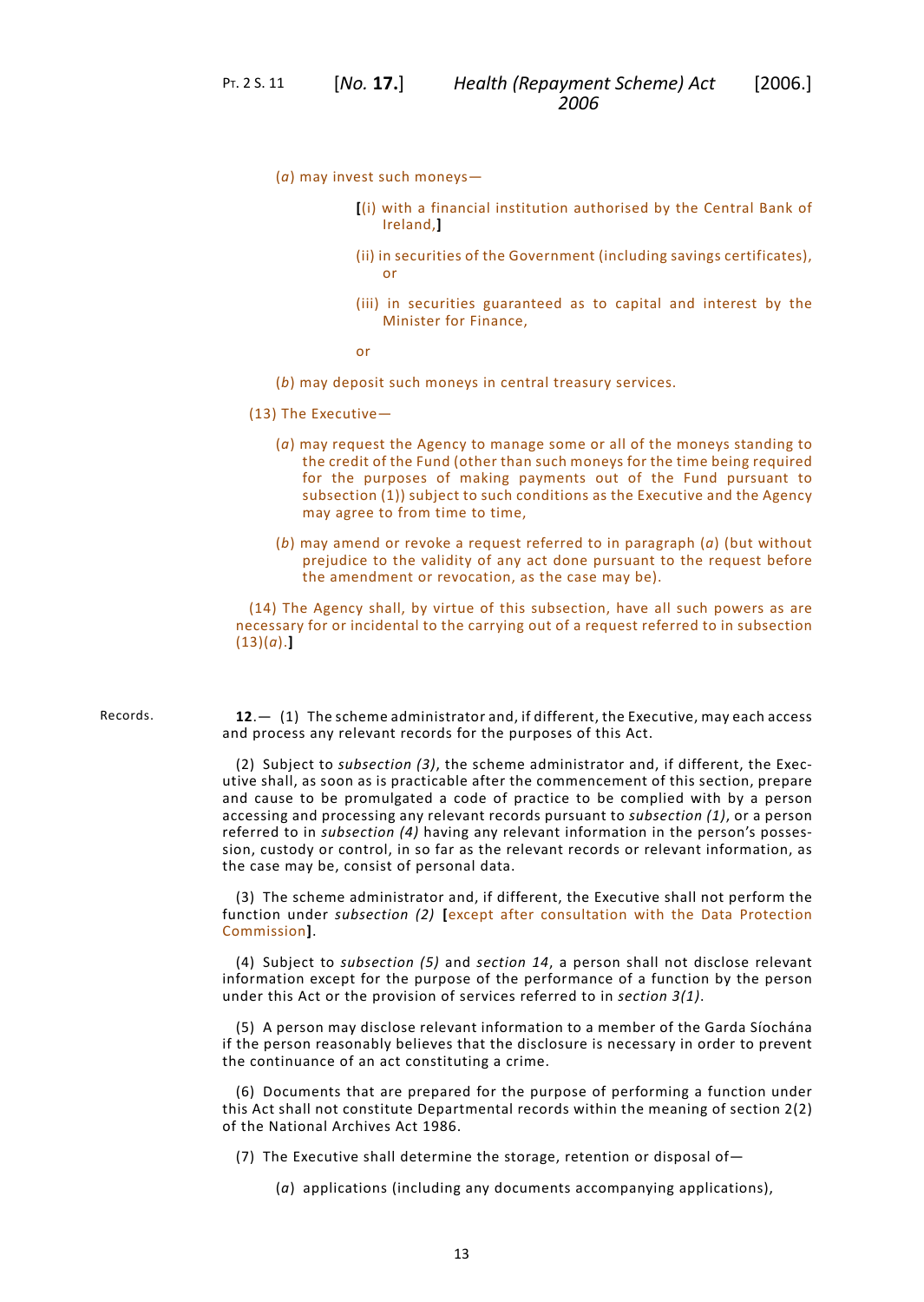(*a*) may invest such moneys—

[(i) with a financial institution authorised by the Central Bank of Ireland,]

(ii) in securities of the Government (including savings certificates), or

(iii) in securities guaranteed as to capital and interest by the Minister for Finance,

or

(*b*) may deposit such moneys in central treasury services.

(13) The Executive—

(*a*) may request the Agency to manage some or all of the moneys standing to the credit of the Fund (other than such moneys for the time being required for the purposes of making payments out of the Fund pursuant to subsection (1)) subject to such conditions as the Executive and the Agency may agree to from time to time,

(*b*) may amend or revoke a request referred to in paragraph (*a*) (but without prejudice to the validity of any act done pursuant to the request before the amendment or revocation, as the case may be).

(14) The Agency shall, by virtue of this subsection, have all such powers as are necessary for or incidental to the carrying out of a request referred to in subsection (13)(*a*).]

Records.

**12**.— (1) The scheme administrator and, if different, the Executive, may each access and process any relevant records for the purposes of this Act.

(2) Subject to *subsection (3)*, the scheme administrator and, if different, the Executive shall, as soon as is practicable after the commencement of this section, prepare and cause to be promulgated a code of practice to be complied with by a person accessing and processing any relevant records pursuant to *subsection (1)*, or a person referred to in *subsection (4)* having any relevant information in the person's possession, custody or control, in so far as the relevant records or relevant information, as the case may be, consist of personal data.

(3) The scheme administrator and, if different, the Executive shall not perform the function under *subsection (2)* [except after consultation with the Data Protection Commission].

(4) Subject to *subsection (5)* and *section 14*, a person shall not disclose relevant information except for the purpose of the performance of a function by the person under this Act or the provision of services referred to in *section 3(1)*.

(5) A person may disclose relevant information to a member of the Garda Síochána if the person reasonably believes that the disclosure is necessary in order to prevent the continuance of an act constituting a crime.

(6) Documents that are prepared for the purpose of performing a function under this Act shall not constitute Departmental records within the meaning of section 2(2) of the National Archives Act 1986.

(7) The Executive shall determine the storage, retention or disposal of—

(*a*) applications (including any documents accompanying applications),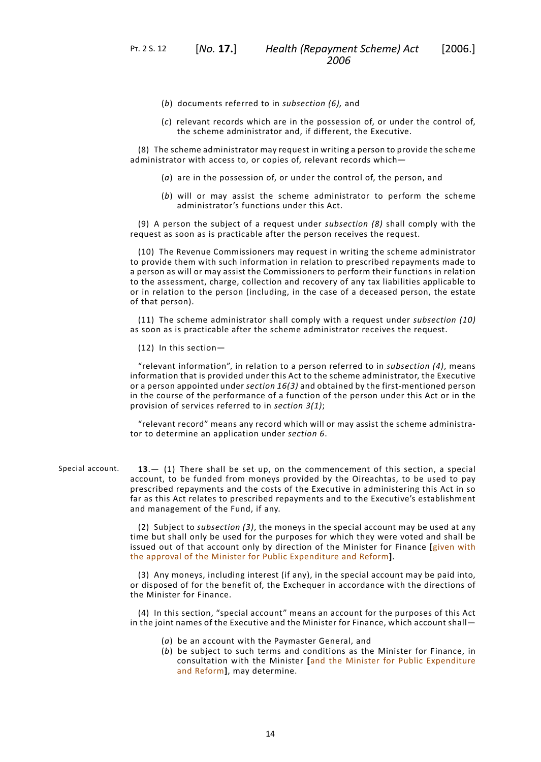(*b*) documents referred to in *subsection (6),* and

(*c*) relevant records which are in the possession of, or under the control of, the scheme administrator and, if different, the Executive.

(8) The scheme administrator may request in writing a person to provide the scheme administrator with access to, or copies of, relevant records which—

(*a*) are in the possession of, or under the control of, the person, and

(*b*) will or may assist the scheme administrator to perform the scheme administrator's functions under this Act.

(9) A person the subject of a request under *subsection (8)* shall comply with the request as soon as is practicable after the person receives the request.

(10) The Revenue Commissioners may request in writing the scheme administrator to provide them with such information in relation to prescribed repayments made to a person as will or may assist the Commissioners to perform their functions in relation to the assessment, charge, collection and recovery of any tax liabilities applicable to or in relation to the person (including, in the case of a deceased person, the estate of that person).

(11) The scheme administrator shall comply with a request under *subsection (10)* as soon as is practicable after the scheme administrator receives the request.

(12) In this section—

"relevant information", in relation to a person referred to in *subsection (4)*, means information that is provided under this Act to the scheme administrator, the Executive or a person appointed under *section 16(3)* and obtained by the first-mentioned person in the course of the performance of a function of the person under this Act or in the provision of services referred to in *section 3(1)*;

"relevant record" means any record which will or may assist the scheme administrator to determine an application under *section 6*.

Special account.

**13**.— (1) There shall be set up, on the commencement of this section, a special account, to be funded from moneys provided by the Oireachtas, to be used to pay prescribed repayments and the costs of the Executive in administering this Act in so far as this Act relates to prescribed repayments and to the Executive's establishment and management of the Fund, if any.

(2) Subject to *subsection (3)*, the moneys in the special account may be used at any time but shall only be used for the purposes for which they were voted and shall be issued out of that account only by direction of the Minister for Finance **[**given with the approval of the Minister for Public Expenditure and Reform**]**.

(3) Any moneys, including interest (if any), in the special account may be paid into, or disposed of for the benefit of, the Exchequer in accordance with the directions of the Minister for Finance.

(4) In this section, "special account" means an account for the purposes of this Act in the joint names of the Executive and the Minister for Finance, which account shall—

(*a*) be an account with the Paymaster General, and

(*b*) be subject to such terms and conditions as the Minister for Finance, in consultation with the Minister **[**and the Minister for Public Expenditure and Reform**]**, may determine.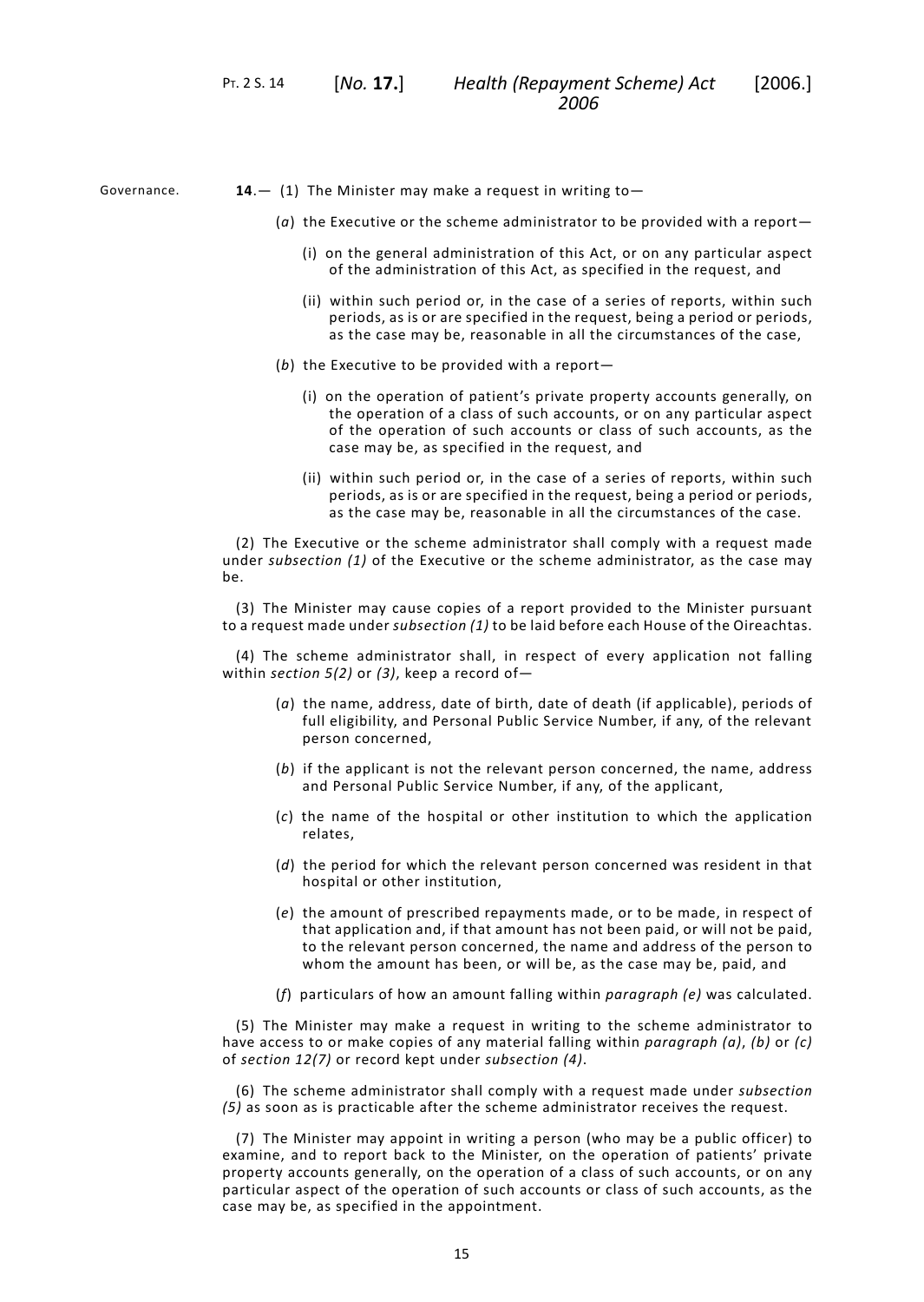Governance.

**14**.— (1) The Minister may make a request in writing to—

(*a*) the Executive or the scheme administrator to be provided with a report—

(i) on the general administration of this Act, or on any particular aspect of the administration of this Act, as specified in the request, and

(ii) within such period or, in the case of a series of reports, within such periods, as is or are specified in the request, being a period or periods, as the case may be, reasonable in all the circumstances of the case,

(*b*) the Executive to be provided with a report—

(i) on the operation of patient's private property accounts generally, on the operation of a class of such accounts, or on any particular aspect of the operation of such accounts or class of such accounts, as the case may be, as specified in the request, and

(ii) within such period or, in the case of a series of reports, within such periods, as is or are specified in the request, being a period or periods, as the case may be, reasonable in all the circumstances of the case.

(2) The Executive or the scheme administrator shall comply with a request made under *subsection (1)* of the Executive or the scheme administrator, as the case may be.

(3) The Minister may cause copies of a report provided to the Minister pursuant to a request made under *subsection (1)* to be laid before each House of the Oireachtas.

(4) The scheme administrator shall, in respect of every application not falling within *section 5(2)* or *(3)*, keep a record of—

(*a*) the name, address, date of birth, date of death (if applicable), periods of full eligibility, and Personal Public Service Number, if any, of the relevant person concerned,

(*b*) if the applicant is not the relevant person concerned, the name, address and Personal Public Service Number, if any, of the applicant,

(*c*) the name of the hospital or other institution to which the application relates,

(*d*) the period for which the relevant person concerned was resident in that hospital or other institution,

(*e*) the amount of prescribed repayments made, or to be made, in respect of that application and, if that amount has not been paid, or will not be paid, to the relevant person concerned, the name and address of the person to whom the amount has been, or will be, as the case may be, paid, and

(*f*) particulars of how an amount falling within *paragraph (e)* was calculated.

(5) The Minister may make a request in writing to the scheme administrator to have access to or make copies of any material falling within *paragraph (a)*, *(b)* or *(c)* of *section 12(7)* or record kept under *subsection (4)*.

(6) The scheme administrator shall comply with a request made under *subsection (5)* as soon as is practicable after the scheme administrator receives the request.

(7) The Minister may appoint in writing a person (who may be a public officer) to examine, and to report back to the Minister, on the operation of patients' private property accounts generally, on the operation of a class of such accounts, or on any particular aspect of the operation of such accounts or class of such accounts, as the case may be, as specified in the appointment.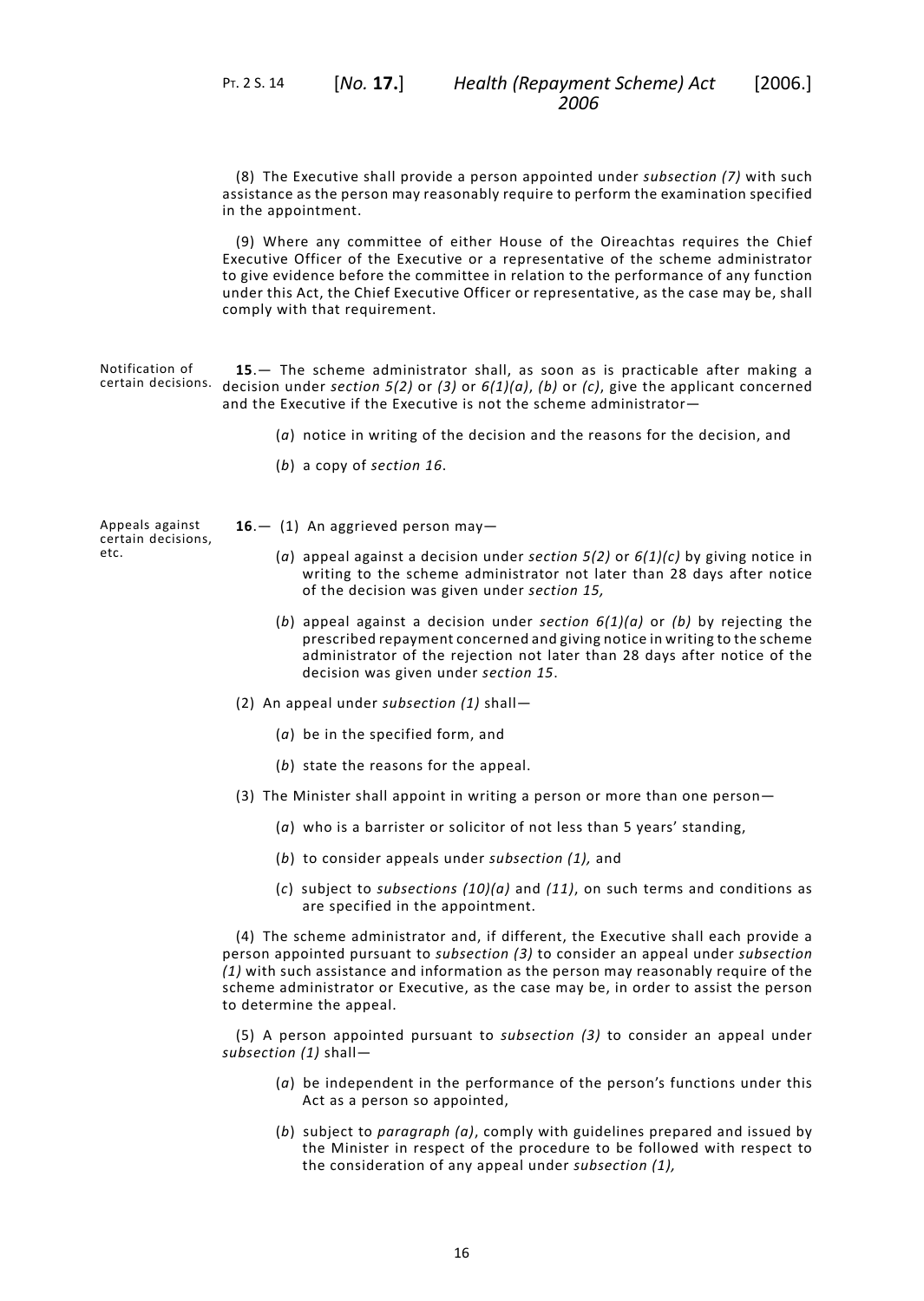(8) The Executive shall provide a person appointed under *subsection (7)* with such assistance as the person may reasonably require to perform the examination specified in the appointment.

(9) Where any committee of either House of the Oireachtas requires the Chief Executive Officer of the Executive or a representative of the scheme administrator to give evidence before the committee in relation to the performance of any function under this Act, the Chief Executive Officer or representative, as the case may be, shall comply with that requirement.

Notification of certain decisions.

**15**.— The scheme administrator shall, as soon as is practicable after making a decision under *section 5(2)* or *(3)* or *6(1)(a)*, *(b)* or *(c)*, give the applicant concerned and the Executive if the Executive is not the scheme administrator—

(*a*) notice in writing of the decision and the reasons for the decision, and

(*b*) a copy of *section 16*.

Appeals against certain decisions, etc.

**16**.— (1) An aggrieved person may—

(*a*) appeal against a decision under *section 5(2)* or *6(1)(c)* by giving notice in writing to the scheme administrator not later than 28 days after notice of the decision was given under *section 15,*

(*b*) appeal against a decision under *section 6(1)(a)* or *(b)* by rejecting the prescribed repayment concerned and giving notice in writing to the scheme administrator of the rejection not later than 28 days after notice of the decision was given under *section 15*.

(2) An appeal under *subsection (1)* shall—

(*a*) be in the specified form, and

(*b*) state the reasons for the appeal.

(3) The Minister shall appoint in writing a person or more than one person—

(*a*) who is a barrister or solicitor of not less than 5 years' standing,

(*b*) to consider appeals under *subsection (1),* and

(*c*) subject to *subsections (10)(a)* and *(11)*, on such terms and conditions as are specified in the appointment.

(4) The scheme administrator and, if different, the Executive shall each provide a person appointed pursuant to *subsection (3)* to consider an appeal under *subsection (1)* with such assistance and information as the person may reasonably require of the scheme administrator or Executive, as the case may be, in order to assist the person to determine the appeal.

(5) A person appointed pursuant to *subsection (3)* to consider an appeal under *subsection (1)* shall—

(*a*) be independent in the performance of the person's functions under this Act as a person so appointed,

(*b*) subject to *paragraph (a)*, comply with guidelines prepared and issued by the Minister in respect of the procedure to be followed with respect to the consideration of any appeal under *subsection (1),*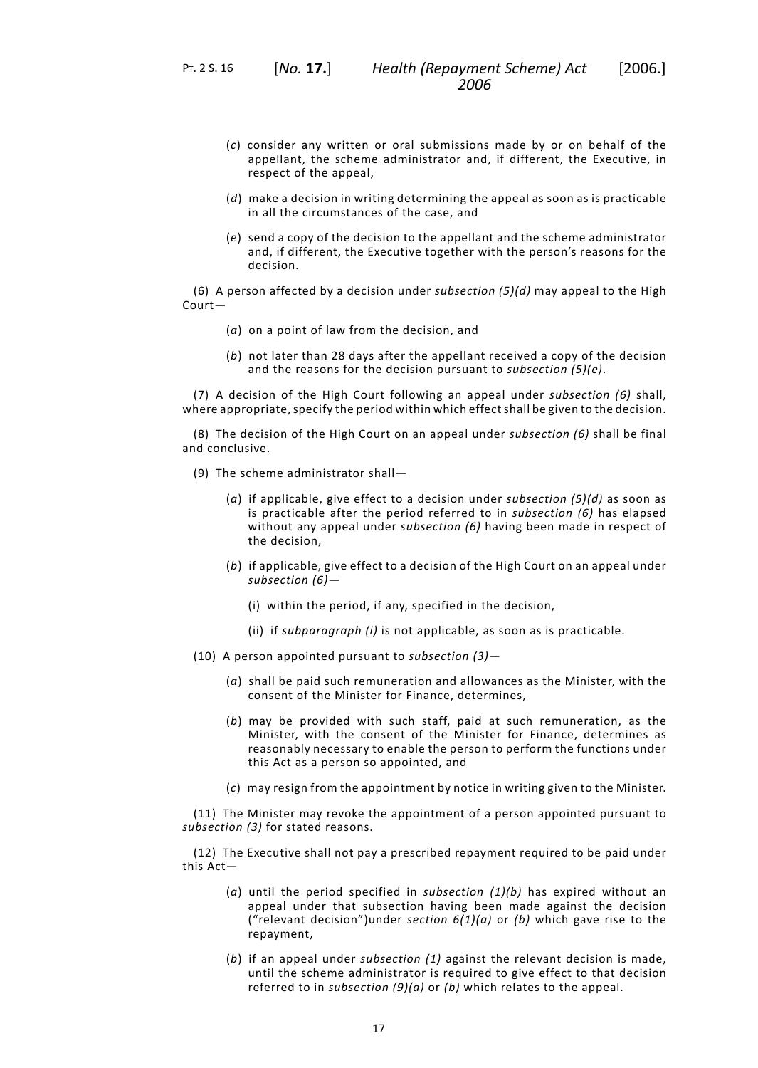(*c*) consider any written or oral submissions made by or on behalf of the appellant, the scheme administrator and, if different, the Executive, in respect of the appeal,

(*d*) make a decision in writing determining the appeal as soon as is practicable in all the circumstances of the case, and

(*e*) send a copy of the decision to the appellant and the scheme administrator and, if different, the Executive together with the person's reasons for the decision.

(6) A person affected by a decision under *subsection (5)(d)* may appeal to the High Court—

(*a*) on a point of law from the decision, and

(*b*) not later than 28 days after the appellant received a copy of the decision and the reasons for the decision pursuant to *subsection (5)(e)*.

(7) A decision of the High Court following an appeal under *subsection (6)* shall, where appropriate, specify the period within which effect shall be given to the decision.

(8) The decision of the High Court on an appeal under *subsection (6)* shall be final and conclusive.

(9) The scheme administrator shall—

(*a*) if applicable, give effect to a decision under *subsection (5)(d)* as soon as is practicable after the period referred to in *subsection (6)* has elapsed without any appeal under *subsection (6)* having been made in respect of the decision,

(*b*) if applicable, give effect to a decision of the High Court on an appeal under *subsection (6)*—

(i) within the period, if any, specified in the decision,

(ii) if *subparagraph (i)* is not applicable, as soon as is practicable.

(10) A person appointed pursuant to *subsection (3)*—

(*a*) shall be paid such remuneration and allowances as the Minister, with the consent of the Minister for Finance, determines,

(*b*) may be provided with such staff, paid at such remuneration, as the Minister, with the consent of the Minister for Finance, determines as reasonably necessary to enable the person to perform the functions under this Act as a person so appointed, and

(*c*) may resign from the appointment by notice in writing given to the Minister.

(11) The Minister may revoke the appointment of a person appointed pursuant to *subsection (3)* for stated reasons.

(12) The Executive shall not pay a prescribed repayment required to be paid under this Act—

(*a*) until the period specified in *subsection (1)(b)* has expired without an appeal under that subsection having been made against the decision ("relevant decision")under *section 6(1)(a)* or *(b)* which gave rise to the repayment,

(*b*) if an appeal under *subsection (1)* against the relevant decision is made, until the scheme administrator is required to give effect to that decision referred to in *subsection (9)(a)* or *(b)* which relates to the appeal.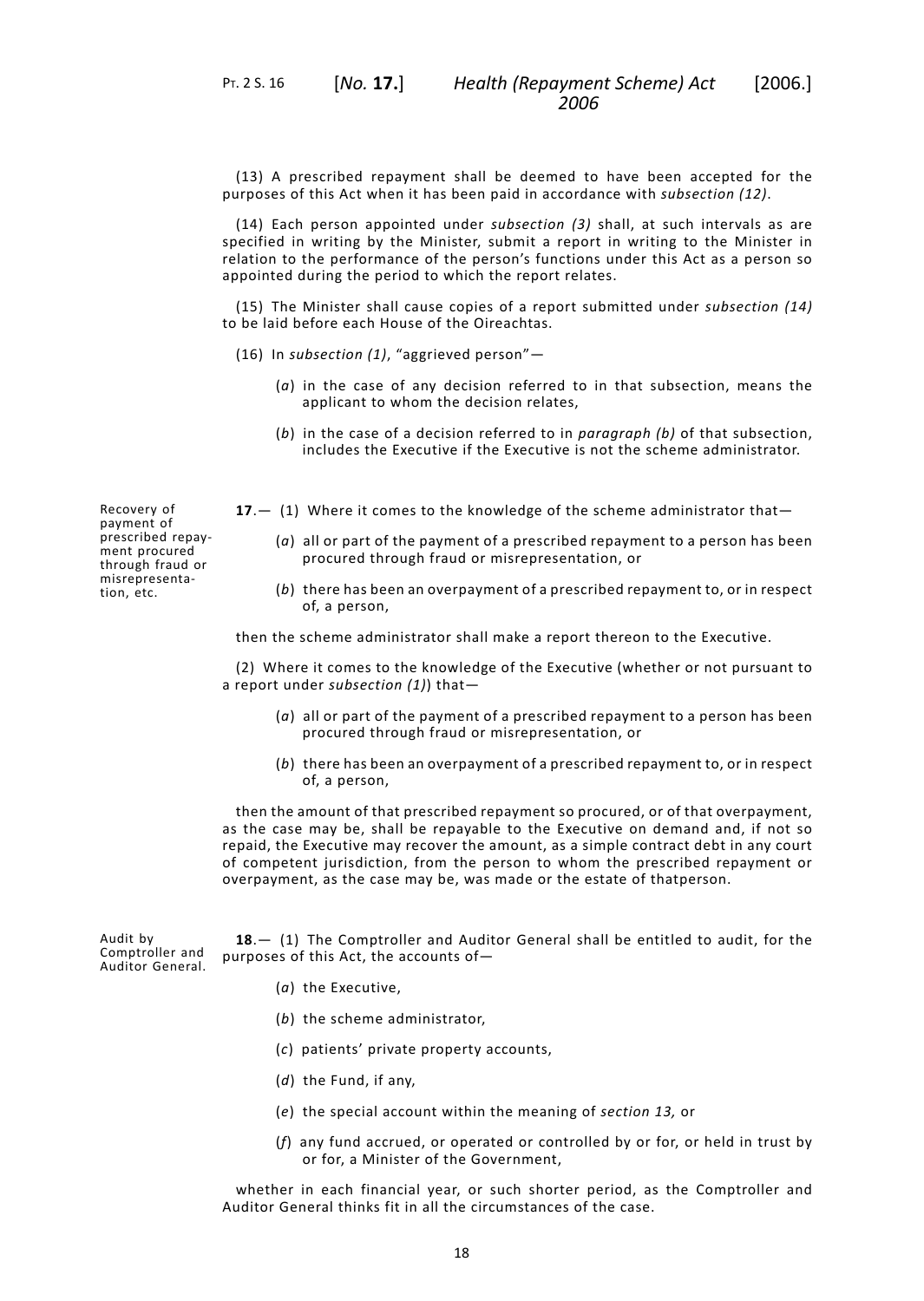(13) A prescribed repayment shall be deemed to have been accepted for the purposes of this Act when it has been paid in accordance with *subsection (12)*.

(14) Each person appointed under *subsection (3)* shall, at such intervals as are specified in writing by the Minister, submit a report in writing to the Minister in relation to the performance of the person's functions under this Act as a person so appointed during the period to which the report relates.

(15) The Minister shall cause copies of a report submitted under *subsection (14)* to be laid before each House of the Oireachtas.

(16) In *subsection (1)*, "aggrieved person"—

(*a*) in the case of any decision referred to in that subsection, means the applicant to whom the decision relates,

(*b*) in the case of a decision referred to in *paragraph (b)* of that subsection, includes the Executive if the Executive is not the scheme administrator.

Recovery of payment of prescribed repayment procured through fraud or misrepresentation, etc.

**17**.— (1) Where it comes to the knowledge of the scheme administrator that—

(*a*) all or part of the payment of a prescribed repayment to a person has been procured through fraud or misrepresentation, or

(*b*) there has been an overpayment of a prescribed repayment to, or in respect of, a person,

then the scheme administrator shall make a report thereon to the Executive.

(2) Where it comes to the knowledge of the Executive (whether or not pursuant to a report under *subsection (1)*) that—

(*a*) all or part of the payment of a prescribed repayment to a person has been procured through fraud or misrepresentation, or

(*b*) there has been an overpayment of a prescribed repayment to, or in respect of, a person,

then the amount of that prescribed repayment so procured, or of that overpayment, as the case may be, shall be repayable to the Executive on demand and, if not so repaid, the Executive may recover the amount, as a simple contract debt in any court of competent jurisdiction, from the person to whom the prescribed repayment or overpayment, as the case may be, was made or the estate of thatperson.

Audit by Comptroller and Auditor General.

**18**.— (1) The Comptroller and Auditor General shall be entitled to audit, for the purposes of this Act, the accounts of—

(*a*) the Executive,

(*b*) the scheme administrator,

(*c*) patients' private property accounts,

(*d*) the Fund, if any,

(*e*) the special account within the meaning of *section 13,* or

(*f*) any fund accrued, or operated or controlled by or for, or held in trust by or for, a Minister of the Government,

whether in each financial year, or such shorter period, as the Comptroller and Auditor General thinks fit in all the circumstances of the case.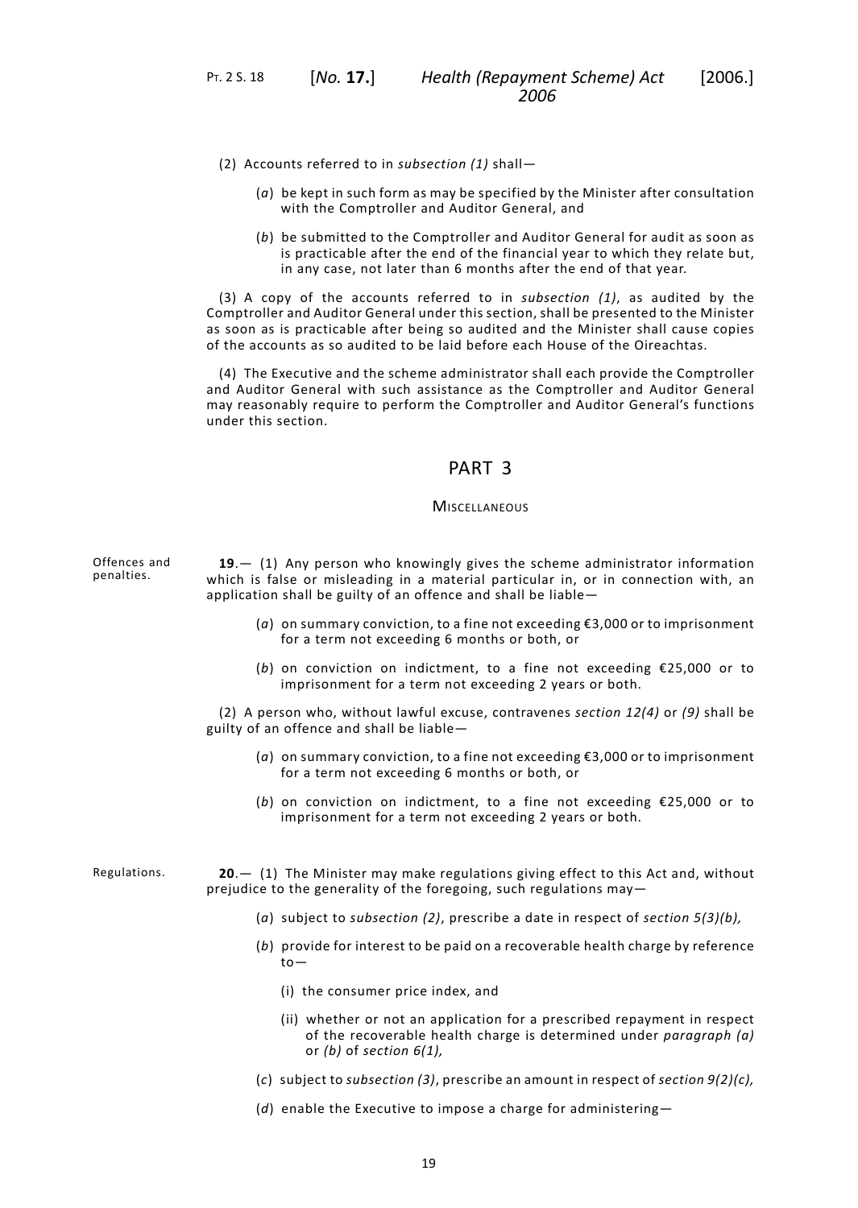(2) Accounts referred to in *subsection (1)* shall—

(*a*) be kept in such form as may be specified by the Minister after consultation with the Comptroller and Auditor General, and

(*b*) be submitted to the Comptroller and Auditor General for audit as soon as is practicable after the end of the financial year to which they relate but, in any case, not later than 6 months after the end of that year.

(3) A copy of the accounts referred to in *subsection (1)*, as audited by the Comptroller and Auditor General under this section, shall be presented to the Minister as soon as is practicable after being so audited and the Minister shall cause copies of the accounts as so audited to be laid before each House of the Oireachtas.

(4) The Executive and the scheme administrator shall each provide the Comptroller and Auditor General with such assistance as the Comptroller and Auditor General may reasonably require to perform the Comptroller and Auditor General's functions under this section.

## PART 3

### Miscellaneous

Offences and penalties.

**19**.— (1) Any person who knowingly gives the scheme administrator information which is false or misleading in a material particular in, or in connection with, an application shall be guilty of an offence and shall be liable—

(*a*) on summary conviction, to a fine not exceeding €3,000 or to imprisonment for a term not exceeding 6 months or both, or

(*b*) on conviction on indictment, to a fine not exceeding €25,000 or to imprisonment for a term not exceeding 2 years or both.

(2) A person who, without lawful excuse, contravenes *section 12(4)* or *(9)* shall be guilty of an offence and shall be liable—

(*a*) on summary conviction, to a fine not exceeding €3,000 or to imprisonment for a term not exceeding 6 months or both, or

(*b*) on conviction on indictment, to a fine not exceeding €25,000 or to imprisonment for a term not exceeding 2 years or both.

Regulations.

**20**.— (1) The Minister may make regulations giving effect to this Act and, without prejudice to the generality of the foregoing, such regulations may—

(*a*) subject to *subsection (2)*, prescribe a date in respect of *section 5(3)(b),*

(*b*) provide for interest to be paid on a recoverable health charge by reference to—

(i) the consumer price index, and

(ii) whether or not an application for a prescribed repayment in respect of the recoverable health charge is determined under *paragraph (a)* or *(b)* of *section 6(1),*

(*c*) subject to *subsection (3)*, prescribe an amount in respect of *section 9(2)(c),*

(*d*) enable the Executive to impose a charge for administering—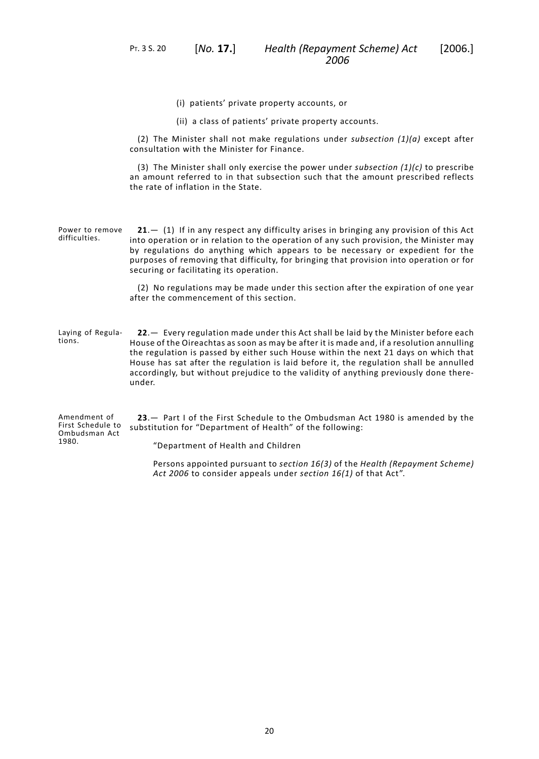(i) patients' private property accounts, or

(ii) a class of patients' private property accounts.

(2) The Minister shall not make regulations under *subsection (1)(a)* except after consultation with the Minister for Finance.

(3) The Minister shall only exercise the power under *subsection (1)(c)* to prescribe an amount referred to in that subsection such that the amount prescribed reflects the rate of inflation in the State.

Power to remove difficulties.

**21**.— (1) If in any respect any difficulty arises in bringing any provision of this Act into operation or in relation to the operation of any such provision, the Minister may by regulations do anything which appears to be necessary or expedient for the purposes of removing that difficulty, for bringing that provision into operation or for securing or facilitating its operation.

(2) No regulations may be made under this section after the expiration of one year after the commencement of this section.

Laying of Regulations.

**22**.— Every regulation made under this Act shall be laid by the Minister before each House of the Oireachtas as soon as may be after it is made and, if a resolution annulling the regulation is passed by either such House within the next 21 days on which that House has sat after the regulation is laid before it, the regulation shall be annulled accordingly, but without prejudice to the validity of anything previously done thereunder.

Amendment of First Schedule to Ombudsman Act 1980.

**23**.— Part I of the First Schedule to the Ombudsman Act 1980 is amended by the substitution for "Department of Health" of the following:

"Department of Health and Children

Persons appointed pursuant to *section 16(3)* of the *Health (Repayment Scheme) Act 2006* to consider appeals under *section 16(1)* of that Act".